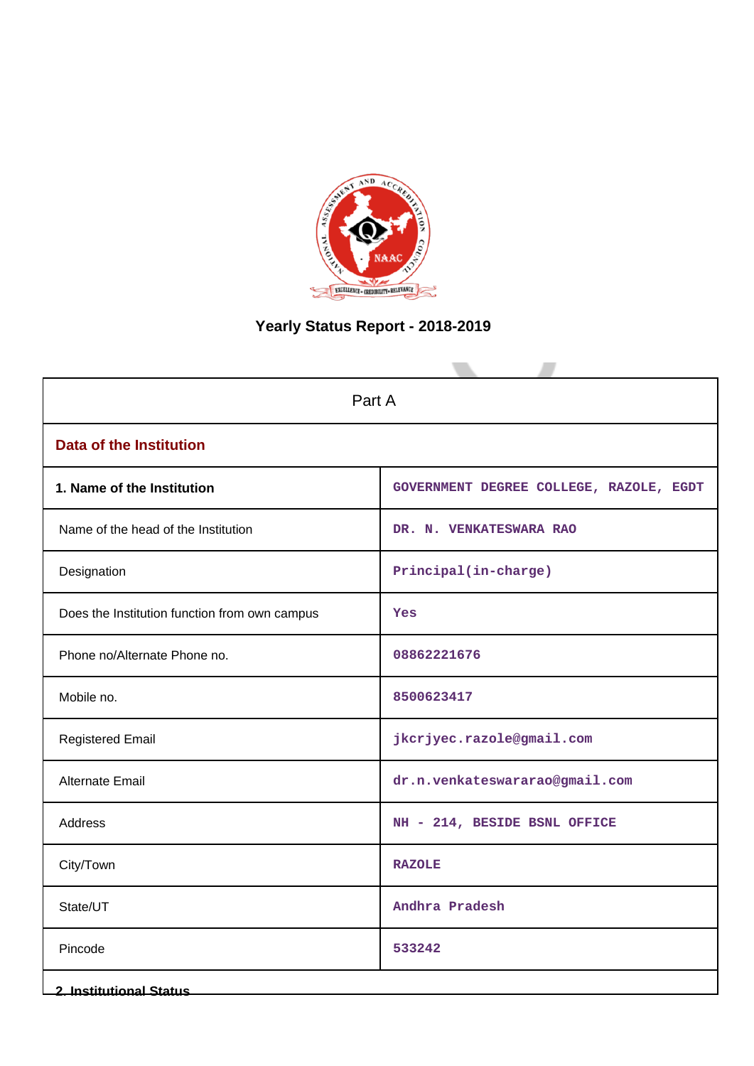# Yearly Status Report - 2018-2019

| Part A | |
|---|---|
| **Data of the Institution** | |
| **1. Name of the Institution** | GOVERNMENT DEGREE COLLEGE, RAZOLE, EGDT |
| Name of the head of the Institution | DR. N. VENKATESWARA RAO |
| Designation | Principal(in-charge) |
| Does the Institution function from own campus | Yes |
| Phone no/Alternate Phone no. | 08862221676 |
| Mobile no. | 8500623417 |
| Registered Email | jkcrjyec.razole@gmail.com |
| Alternate Email | dr.n.venkateswararao@gmail.com |
| Address | NH - 214, BESIDE BSNL OFFICE |
| City/Town | RAZOLE |
| State/UT | Andhra Pradesh |
| Pincode | 533242 |

**2. Institutional Status**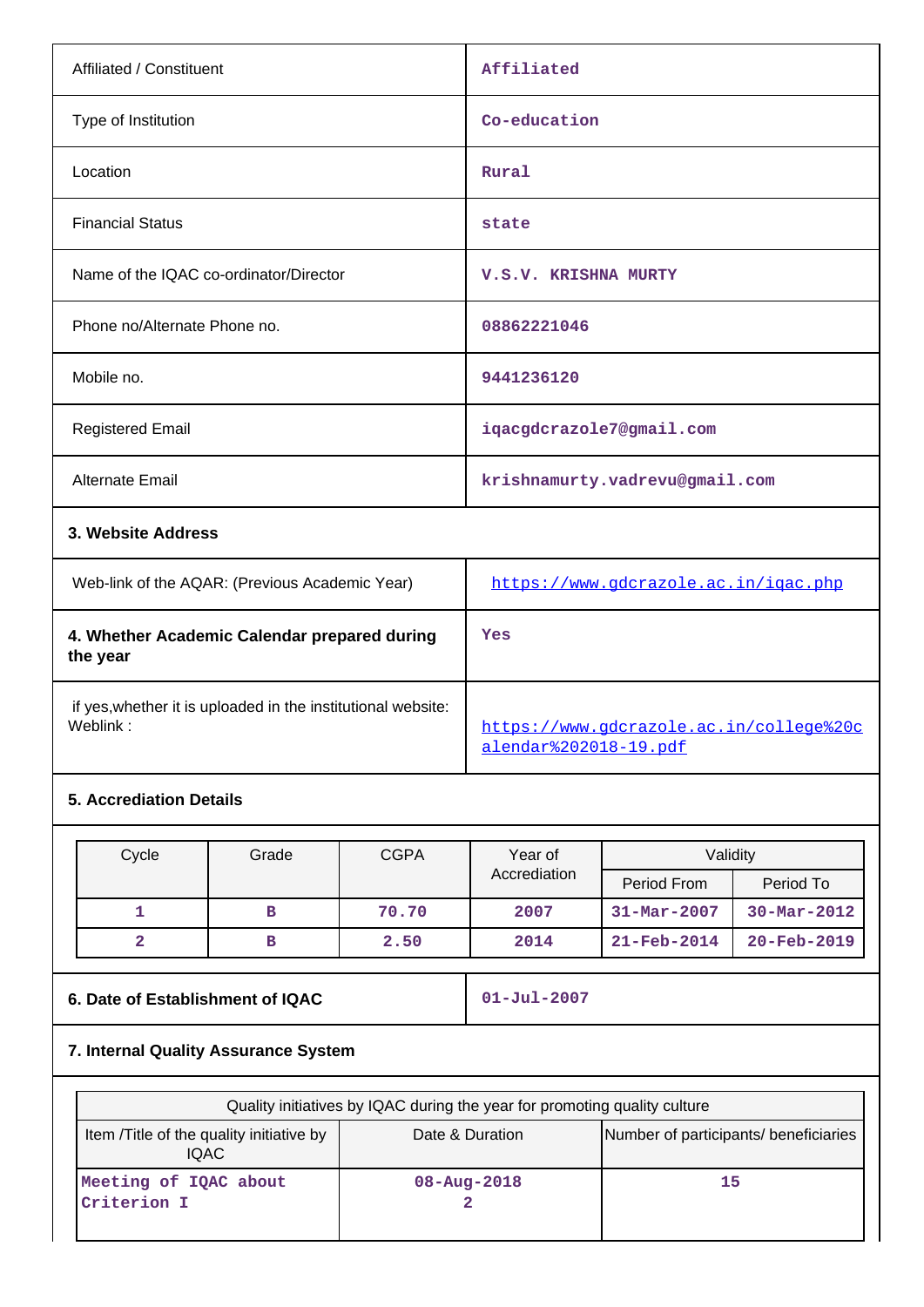| Affiliated / Constituent | Affiliated |
|---|---|
| Type of Institution | Co-education |
| Location | Rural |
| Financial Status | state |
| Name of the IQAC co-ordinator/Director | V.S.V. KRISHNA MURTY |
| Phone no/Alternate Phone no. | 08862221046 |
| Mobile no. | 9441236120 |
| Registered Email | iqacgdcrazole7@gmail.com |
| Alternate Email | krishnamurty.vadrevu@gmail.com |

**3. Website Address**

| Web-link of the AQAR: (Previous Academic Year) | https://www.gdcrazole.ac.in/iqac.php |
|---|---|
| **4. Whether Academic Calendar prepared during the year** | Yes |
| if yes,whether it is uploaded in the institutional website: Weblink : | https://www.gdcrazole.ac.in/college%20calendar%202018-19.pdf |

**5. Accrediation Details**

| Cycle | Grade | CGPA | Year of Accrediation | Validity | |
|---|---|---|---|---|---|
| | | | | Period From | Period To |
| 1 | B | 70.70 | 2007 | 31-Mar-2007 | 30-Mar-2012 |
| 2 | B | 2.50 | 2014 | 21-Feb-2014 | 20-Feb-2019 |

| **6. Date of Establishment of IQAC** | 01-Jul-2007 |
|---|---|

**7. Internal Quality Assurance System**

| Quality initiatives by IQAC during the year for promoting quality culture | | |
|---|---|---|
| Item /Title of the quality initiative by IQAC | Date & Duration | Number of participants/ beneficiaries |
| Meeting of IQAC about Criterion I | 08-Aug-2018<br>2 | 15 |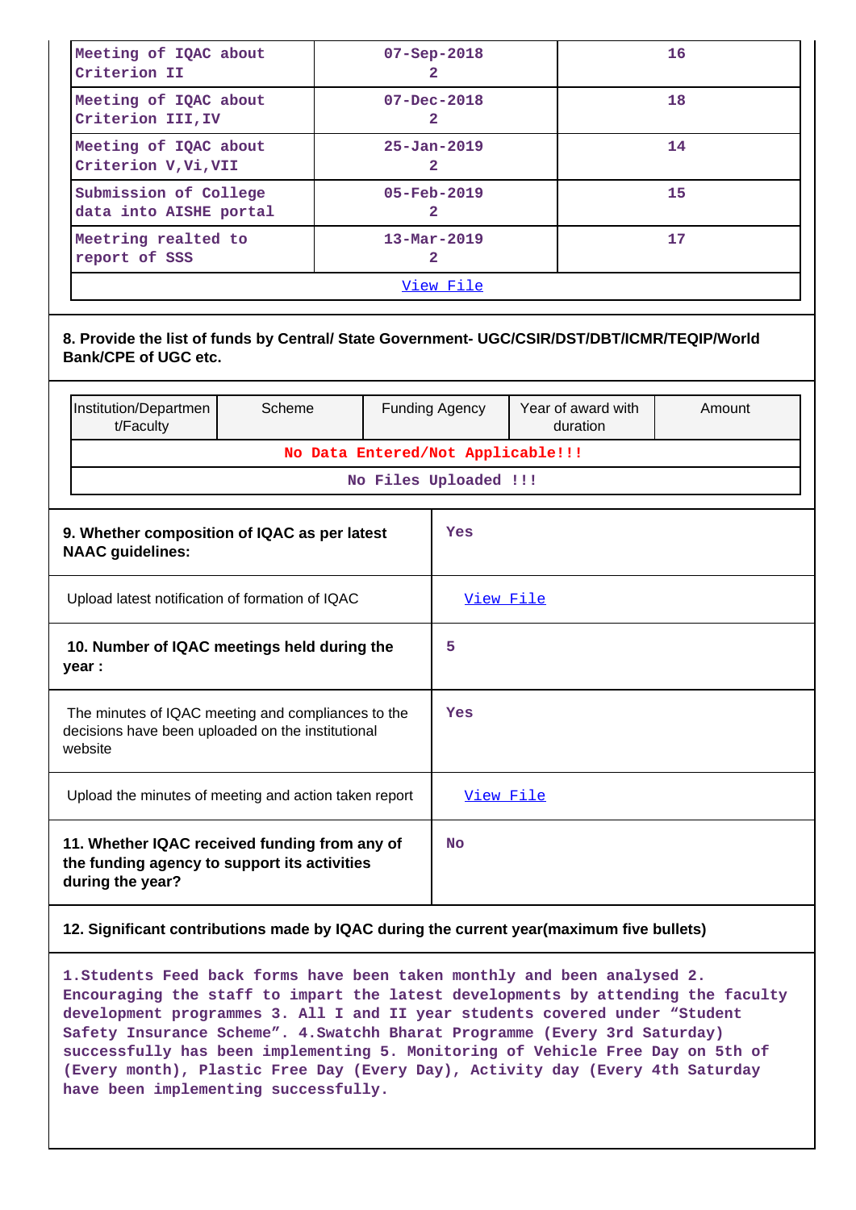| | | |
|---|---|---|
| Meeting of IQAC about Criterion II | 07-Sep-2018 2 | 16 |
| Meeting of IQAC about Criterion III,IV | 07-Dec-2018 2 | 18 |
| Meeting of IQAC about Criterion V,Vi,VII | 25-Jan-2019 2 | 14 |
| Submission of College data into AISHE portal | 05-Feb-2019 2 | 15 |
| Meetring realted to report of SSS | 13-Mar-2019 2 | 17 |
| View File | | |

**8. Provide the list of funds by Central/ State Government- UGC/CSIR/DST/DBT/ICMR/TEQIP/World Bank/CPE of UGC etc.**

| Institution/Department/Faculty | Scheme | Funding Agency | Year of award with duration | Amount |
|---|---|---|---|---|
| No Data Entered/Not Applicable!!! | | | | |
| No Files Uploaded !!! | | | | |

| | |
|---|---|
| **9. Whether composition of IQAC as per latest NAAC guidelines:** | Yes |
| Upload latest notification of formation of IQAC | View File |
| **10. Number of IQAC meetings held during the year :** | 5 |
| The minutes of IQAC meeting and compliances to the decisions have been uploaded on the institutional website | Yes |
| Upload the minutes of meeting and action taken report | View File |
| **11. Whether IQAC received funding from any of the funding agency to support its activities during the year?** | No |

**12. Significant contributions made by IQAC during the current year(maximum five bullets)**

1.Students Feed back forms have been taken monthly and been analysed 2. Encouraging the staff to impart the latest developments by attending the faculty development programmes 3. All I and II year students covered under “Student Safety Insurance Scheme”. 4.Swatchh Bharat Programme (Every 3rd Saturday) successfully has been implementing 5. Monitoring of Vehicle Free Day on 5th of (Every month), Plastic Free Day (Every Day), Activity day (Every 4th Saturday have been implementing successfully.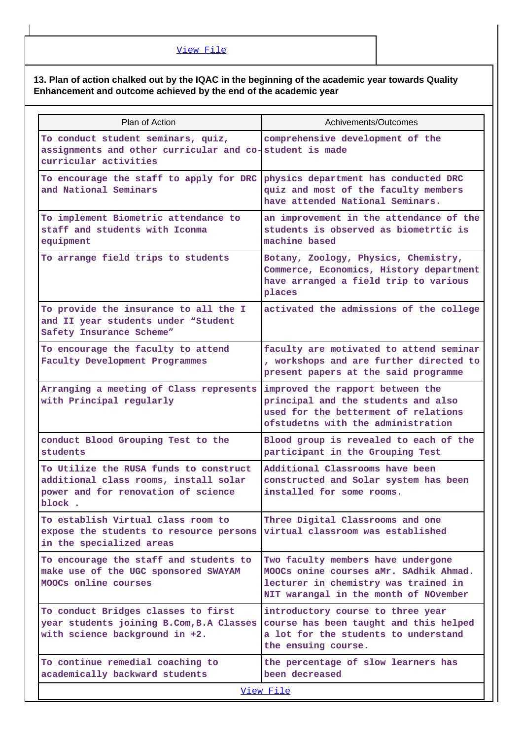View File

**13. Plan of action chalked out by the IQAC in the beginning of the academic year towards Quality Enhancement and outcome achieved by the end of the academic year**

| Plan of Action | Achivements/Outcomes |
|---|---|
| To conduct student seminars, quiz, assignments and other curricular and co-curricular activities | comprehensive development of the student is made |
| To encourage the staff to apply for DRC and National Seminars | physics department has conducted DRC quiz and most of the faculty members have attended National Seminars. |
| To implement Biometric attendance to staff and students with Iconma equipment | an improvement in the attendance of the students is observed as biometrtic is machine based |
| To arrange field trips to students | Botany, Zoology, Physics, Chemistry, Commerce, Economics, History department have arranged a field trip to various places |
| To provide the insurance to all the I and II year students under "Student Safety Insurance Scheme" | activated the admissions of the college |
| To encourage the faculty to attend Faculty Development Programmes | faculty are motivated to attend seminar , workshops and are further directed to present papers at the said programme |
| Arranging a meeting of Class represents with Principal regularly | improved the rapport between the principal and the students and also used for the betterment of relations ofstudetns with the administration |
| conduct Blood Grouping Test to the students | Blood group is revealed to each of the participant in the Grouping Test |
| To Utilize the RUSA funds to construct additional class rooms, install solar power and for renovation of science block . | Additional Classrooms have been constructed and Solar system has been installed for some rooms. |
| To establish Virtual class room to expose the students to resource persons in the specialized areas | Three Digital Classrooms and one virtual classroom was established |
| To encourage the staff and students to make use of the UGC sponsored SWAYAM MOOCs online courses | Two faculty members have undergone MOOCs onine courses aMr. SAdhik Ahmad. lecturer in chemistry was trained in NIT warangal in the month of NOvember |
| To conduct Bridges classes to first year students joining B.Com,B.A Classes with science background in +2. | introductory course to three year course has been taught and this helped a lot for the students to understand the ensuing course. |
| To continue remedial coaching to academically backward students | the percentage of slow learners has been decreased |

View File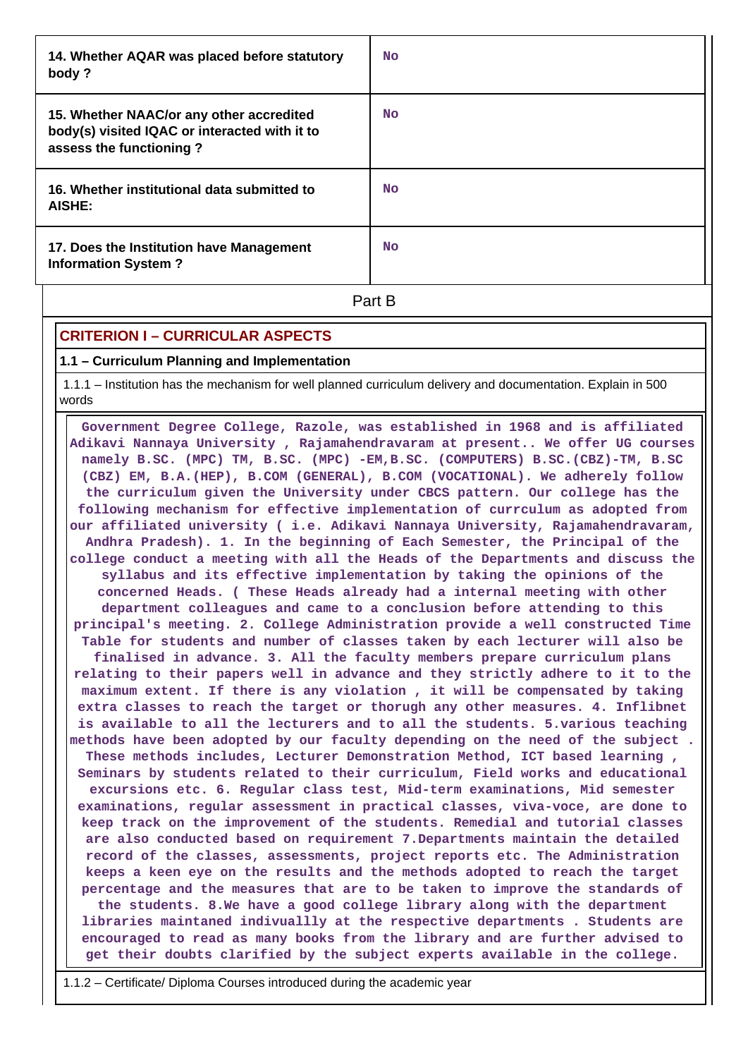| 14. Whether AQAR was placed before statutory body ? | No |
|---|---|
| 15. Whether NAAC/or any other accredited body(s) visited IQAC or interacted with it to assess the functioning ? | No |
| 16. Whether institutional data submitted to AISHE: | No |
| 17. Does the Institution have Management Information System ? | No |

Part B

## CRITERION I – CURRICULAR ASPECTS

### 1.1 – Curriculum Planning and Implementation

1.1.1 – Institution has the mechanism for well planned curriculum delivery and documentation. Explain in 500 words

Government Degree College, Razole, was established in 1968 and is affiliated Adikavi Nannaya University , Rajamahendravaram at present.. We offer UG courses namely B.SC. (MPC) TM, B.SC. (MPC) -EM,B.SC. (COMPUTERS) B.SC.(CBZ)-TM, B.SC (CBZ) EM, B.A.(HEP), B.COM (GENERAL), B.COM (VOCATIONAL). We adherely follow the curriculum given the University under CBCS pattern. Our college has the following mechanism for effective implementation of currculum as adopted from our affiliated university ( i.e. Adikavi Nannaya University, Rajamahendravaram, Andhra Pradesh). 1. In the beginning of Each Semester, the Principal of the college conduct a meeting with all the Heads of the Departments and discuss the syllabus and its effective implementation by taking the opinions of the concerned Heads. ( These Heads already had a internal meeting with other department colleagues and came to a conclusion before attending to this principal's meeting. 2. College Administration provide a well constructed Time Table for students and number of classes taken by each lecturer will also be finalised in advance. 3. All the faculty members prepare curriculum plans relating to their papers well in advance and they strictly adhere to it to the maximum extent. If there is any violation , it will be compensated by taking extra classes to reach the target or thorugh any other measures. 4. Inflibnet is available to all the lecturers and to all the students. 5.various teaching methods have been adopted by our faculty depending on the need of the subject . These methods includes, Lecturer Demonstration Method, ICT based learning , Seminars by students related to their curriculum, Field works and educational excursions etc. 6. Regular class test, Mid-term examinations, Mid semester examinations, regular assessment in practical classes, viva-voce, are done to keep track on the improvement of the students. Remedial and tutorial classes are also conducted based on requirement 7.Departments maintain the detailed record of the classes, assessments, project reports etc. The Administration keeps a keen eye on the results and the methods adopted to reach the target percentage and the measures that are to be taken to improve the standards of the students. 8.We have a good college library along with the department libraries maintaned indivuallly at the respective departments . Students are encouraged to read as many books from the library and are further advised to get their doubts clarified by the subject experts available in the college.

1.1.2 – Certificate/ Diploma Courses introduced during the academic year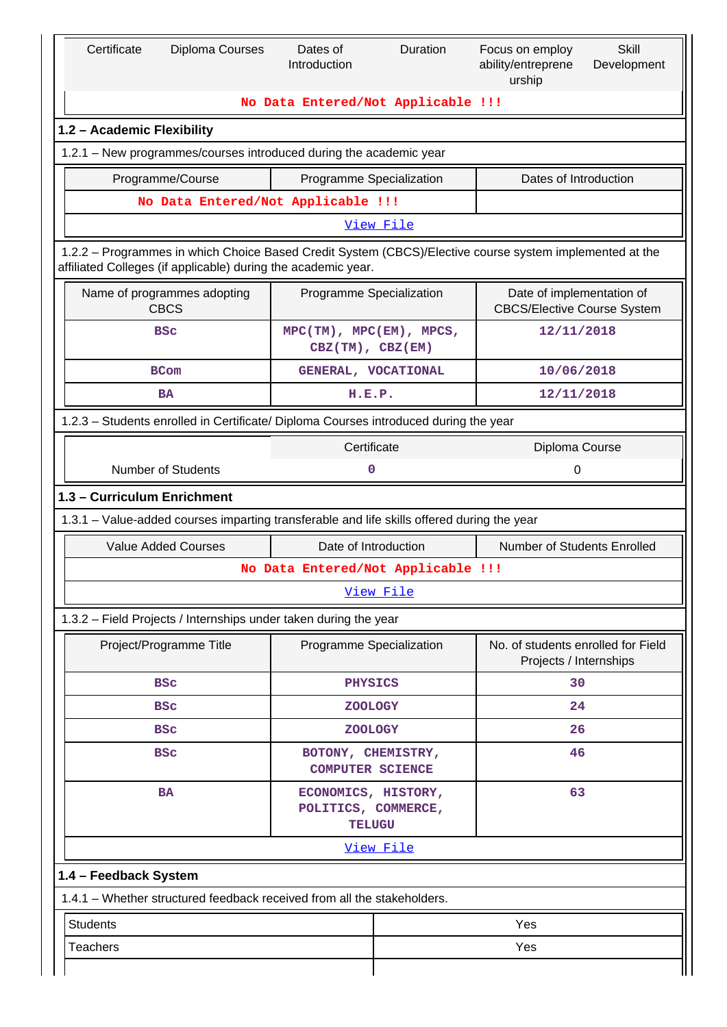| Certificate | Diploma Courses | Dates of Introduction | Duration | Focus on employ ability/entreprene urship | Skill Development |
|---|---|---|---|---|---|
| No Data Entered/Not Applicable !!! | | | | | |

## 1.2 – Academic Flexibility

1.2.1 – New programmes/courses introduced during the academic year

| Programme/Course | Programme Specialization | Dates of Introduction |
|---|---|---|
| No Data Entered/Not Applicable !!! | | |
| View File | | |

1.2.2 – Programmes in which Choice Based Credit System (CBCS)/Elective course system implemented at the affiliated Colleges (if applicable) during the academic year.

| Name of programmes adopting CBCS | Programme Specialization | Date of implementation of CBCS/Elective Course System |
|---|---|---|
| BSc | MPC(TM), MPC(EM), MPCS, CBZ(TM), CBZ(EM) | 12/11/2018 |
| BCom | GENERAL, VOCATIONAL | 10/06/2018 |
| BA | H.E.P. | 12/11/2018 |

1.2.3 – Students enrolled in Certificate/ Diploma Courses introduced during the year

| | Certificate | Diploma Course |
|---|---|---|
| Number of Students | 0 | 0 |

## 1.3 – Curriculum Enrichment

1.3.1 – Value-added courses imparting transferable and life skills offered during the year

| Value Added Courses | Date of Introduction | Number of Students Enrolled |
|---|---|---|
| No Data Entered/Not Applicable !!! | | |
| View File | | |

1.3.2 – Field Projects / Internships under taken during the year

| Project/Programme Title | Programme Specialization | No. of students enrolled for Field Projects / Internships |
|---|---|---|
| BSc | PHYSICS | 30 |
| BSc | ZOOLOGY | 24 |
| BSc | ZOOLOGY | 26 |
| BSc | BOTONY, CHEMISTRY, COMPUTER SCIENCE | 46 |
| BA | ECONOMICS, HISTORY, POLITICS, COMMERCE, TELUGU | 63 |
| View File | | |

## 1.4 – Feedback System

1.4.1 – Whether structured feedback received from all the stakeholders.

| | |
|---|---|
| Students | Yes |
| Teachers | Yes |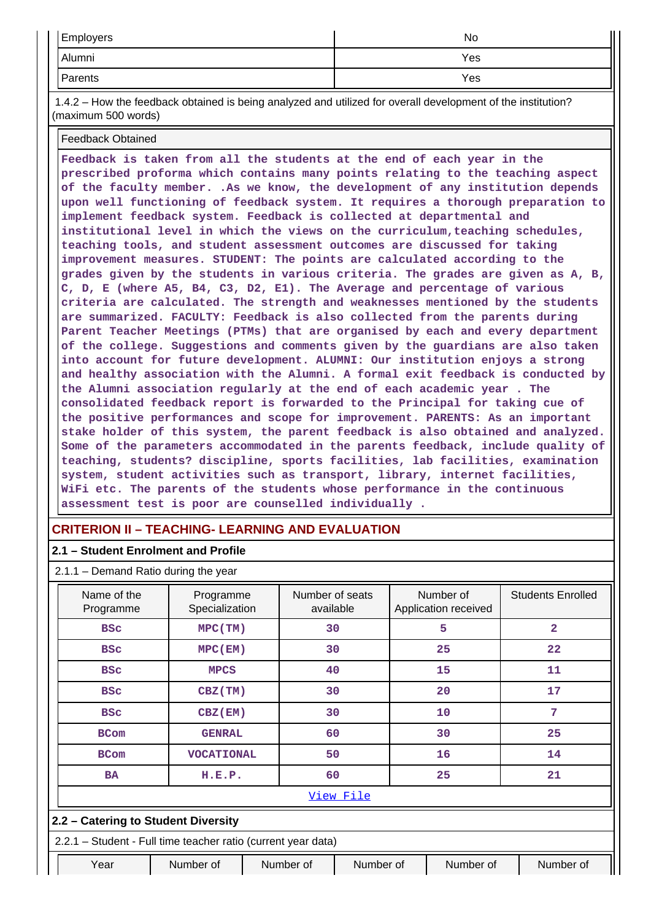| Employers | No |
|---|---|
| Alumni | Yes |
| Parents | Yes |

1.4.2 – How the feedback obtained is being analyzed and utilized for overall development of the institution? (maximum 500 words)

| Feedback Obtained |
|---|
| **Feedback is taken from all the students at the end of each year in the prescribed proforma which contains many points relating to the teaching aspect of the faculty member. .As we know, the development of any institution depends upon well functioning of feedback system. It requires a thorough preparation to implement feedback system. Feedback is collected at departmental and institutional level in which the views on the curriculum,teaching schedules, teaching tools, and student assessment outcomes are discussed for taking improvement measures. STUDENT: The points are calculated according to the grades given by the students in various criteria. The grades are given as A, B, C, D, E (where A5, B4, C3, D2, E1). The Average and percentage of various criteria are calculated. The strength and weaknesses mentioned by the students are summarized. FACULTY: Feedback is also collected from the parents during Parent Teacher Meetings (PTMs) that are organised by each and every department of the college. Suggestions and comments given by the guardians are also taken into account for future development. ALUMNI: Our institution enjoys a strong and healthy association with the Alumni. A formal exit feedback is conducted by the Alumni association regularly at the end of each academic year . The consolidated feedback report is forwarded to the Principal for taking cue of the positive performances and scope for improvement. PARENTS: As an important stake holder of this system, the parent feedback is also obtained and analyzed. Some of the parameters accommodated in the parents feedback, include quality of teaching, students? discipline, sports facilities, lab facilities, examination system, student activities such as transport, library, internet facilities, WiFi etc. The parents of the students whose performance in the continuous assessment test is poor are counselled individually .** |

## CRITERION II – TEACHING- LEARNING AND EVALUATION

### 2.1 – Student Enrolment and Profile

2.1.1 – Demand Ratio during the year

| Name of the Programme | Programme Specialization | Number of seats available | Number of Application received | Students Enrolled |
|---|---|---|---|---|
| BSc | MPC(TM) | 30 | 5 | 2 |
| BSc | MPC(EM) | 30 | 25 | 22 |
| BSc | MPCS | 40 | 15 | 11 |
| BSc | CBZ(TM) | 30 | 20 | 17 |
| BSc | CBZ(EM) | 30 | 10 | 7 |
| BCom | GENRAL | 60 | 30 | 25 |
| BCom | VOCATIONAL | 50 | 16 | 14 |
| BA | H.E.P. | 60 | 25 | 21 |

View File

### 2.2 – Catering to Student Diversity

2.2.1 – Student - Full time teacher ratio (current year data)

| Year | Number of | Number of | Number of | Number of | Number of |
|---|---|---|---|---|---|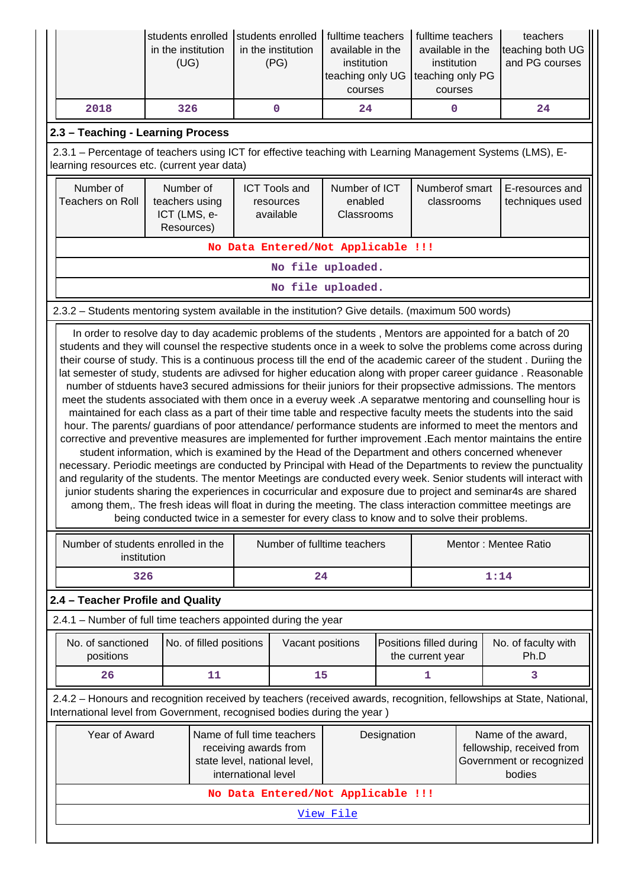| | students enrolled in the institution (UG) | students enrolled in the institution (PG) | fulltime teachers available in the institution teaching only UG courses | fulltime teachers available in the institution teaching only PG courses | teachers teaching both UG and PG courses |
|---|---|---|---|---|---|
| 2018 | 326 | 0 | 24 | 0 | 24 |

## 2.3 – Teaching - Learning Process

2.3.1 – Percentage of teachers using ICT for effective teaching with Learning Management Systems (LMS), E-learning resources etc. (current year data)

| Number of Teachers on Roll | Number of teachers using ICT (LMS, e-Resources) | ICT Tools and resources available | Number of ICT enabled Classrooms | Numberof smart classrooms | E-resources and techniques used |
|---|---|---|---|---|---|
| No Data Entered/Not Applicable !!! | | | | | |
| No file uploaded. | | | | | |
| No file uploaded. | | | | | |

2.3.2 – Students mentoring system available in the institution? Give details. (maximum 500 words)

In order to resolve day to day academic problems of the students , Mentors are appointed for a batch of 20 students and they will counsel the respective students once in a week to solve the problems come across during their course of study. This is a continuous process till the end of the academic career of the student . Duriing the lat semester of study, students are adivsed for higher education along with proper career guidance . Reasonable number of stduents have3 secured admissions for theiir juniors for their propsective admissions. The mentors meet the students associated with them once in a everuy week .A separatwe mentoring and counselling hour is maintained for each class as a part of their time table and respective faculty meets the students into the said hour. The parents/ guardians of poor attendance/ performance students are informed to meet the mentors and corrective and preventive measures are implemented for further improvement .Each mentor maintains the entire student information, which is examined by the Head of the Department and others concerned whenever necessary. Periodic meetings are conducted by Principal with Head of the Departments to review the punctuality and regularity of the students. The mentor Meetings are conducted every week. Senior students will interact with junior students sharing the experiences in cocurricular and exposure due to project and seminar4s are shared among them,. The fresh ideas will float in during the meeting. The class interaction committee meetings are being conducted twice in a semester for every class to know and to solve their problems.

| Number of students enrolled in the institution | Number of fulltime teachers | Mentor : Mentee Ratio |
|---|---|---|
| 326 | 24 | 1:14 |

## 2.4 – Teacher Profile and Quality

2.4.1 – Number of full time teachers appointed during the year

| No. of sanctioned positions | No. of filled positions | Vacant positions | Positions filled during the current year | No. of faculty with Ph.D |
|---|---|---|---|---|
| 26 | 11 | 15 | 1 | 3 |

2.4.2 – Honours and recognition received by teachers (received awards, recognition, fellowships at State, National, International level from Government, recognised bodies during the year )

| Year of Award | Name of full time teachers receiving awards from state level, national level, international level | Designation | Name of the award, fellowship, received from Government or recognized bodies |
|---|---|---|---|
| No Data Entered/Not Applicable !!! | | | |
| View File | | | |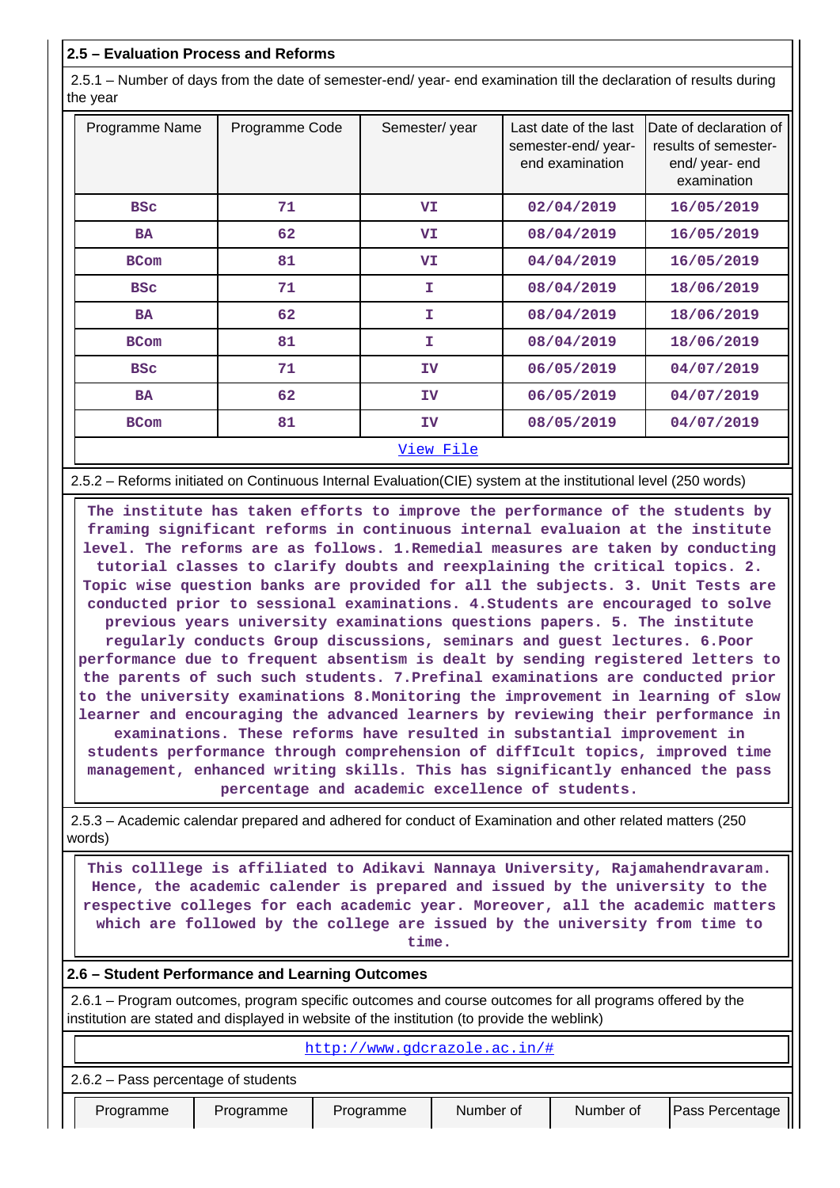## 2.5 – Evaluation Process and Reforms

2.5.1 – Number of days from the date of semester-end/ year- end examination till the declaration of results during the year

| Programme Name | Programme Code | Semester/ year | Last date of the last semester-end/ year- end examination | Date of declaration of results of semester- end/ year- end examination |
|---|---|---|---|---|
| BSc | 71 | VI | 02/04/2019 | 16/05/2019 |
| BA | 62 | VI | 08/04/2019 | 16/05/2019 |
| BCom | 81 | VI | 04/04/2019 | 16/05/2019 |
| BSc | 71 | I | 08/04/2019 | 18/06/2019 |
| BA | 62 | I | 08/04/2019 | 18/06/2019 |
| BCom | 81 | I | 08/04/2019 | 18/06/2019 |
| BSc | 71 | IV | 06/05/2019 | 04/07/2019 |
| BA | 62 | IV | 06/05/2019 | 04/07/2019 |
| BCom | 81 | IV | 08/05/2019 | 04/07/2019 |

View File

2.5.2 – Reforms initiated on Continuous Internal Evaluation(CIE) system at the institutional level (250 words)

The institute has taken efforts to improve the performance of the students by framing significant reforms in continuous internal evaluaion at the institute level. The reforms are as follows. 1.Remedial measures are taken by conducting tutorial classes to clarify doubts and reexplaining the critical topics. 2. Topic wise question banks are provided for all the subjects. 3. Unit Tests are conducted prior to sessional examinations. 4.Students are encouraged to solve previous years university examinations questions papers. 5. The institute regularly conducts Group discussions, seminars and guest lectures. 6.Poor performance due to frequent absentism is dealt by sending registered letters to the parents of such such students. 7.Prefinal examinations are conducted prior to the university examinations 8.Monitoring the improvement in learning of slow learner and encouraging the advanced learners by reviewing their performance in examinations. These reforms have resulted in substantial improvement in students performance through comprehension of diffIcult topics, improved time management, enhanced writing skills. This has significantly enhanced the pass percentage and academic excellence of students.

2.5.3 – Academic calendar prepared and adhered for conduct of Examination and other related matters (250 words)

This colllege is affiliated to Adikavi Nannaya University, Rajamahendravaram. Hence, the academic calender is prepared and issued by the university to the respective colleges for each academic year. Moreover, all the academic matters which are followed by the college are issued by the university from time to time.

## 2.6 – Student Performance and Learning Outcomes

2.6.1 – Program outcomes, program specific outcomes and course outcomes for all programs offered by the institution are stated and displayed in website of the institution (to provide the weblink)

http://www.gdcrazole.ac.in/#

2.6.2 – Pass percentage of students

| Programme | Programme | Programme | Number of | Number of | Pass Percentage |
|---|---|---|---|---|---|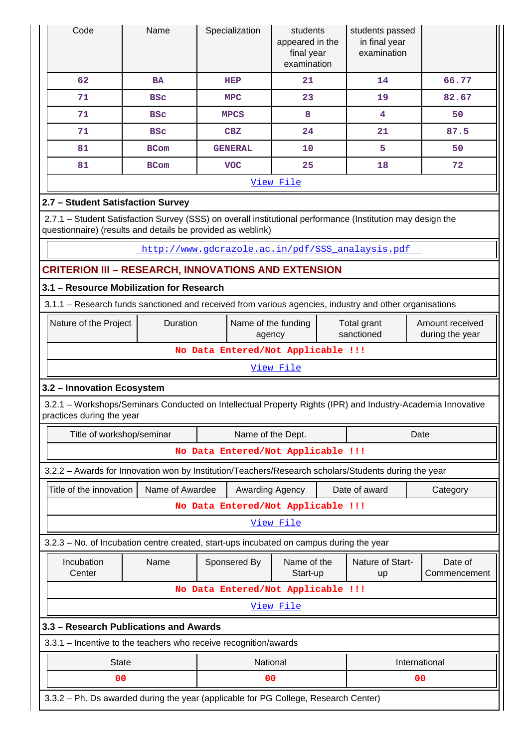| Code | Name | Specialization | students appeared in the final year examination | students passed in final year examination | |
|---|---|---|---|---|---|
| 62 | BA | HEP | 21 | 14 | 66.77 |
| 71 | BSc | MPC | 23 | 19 | 82.67 |
| 71 | BSc | MPCS | 8 | 4 | 50 |
| 71 | BSc | CBZ | 24 | 21 | 87.5 |
| 81 | BCom | GENERAL | 10 | 5 | 50 |
| 81 | BCom | VOC | 25 | 18 | 72 |

View File

### 2.7 – Student Satisfaction Survey

2.7.1 – Student Satisfaction Survey (SSS) on overall institutional performance (Institution may design the questionnaire) (results and details be provided as weblink)

http://www.gdcrazole.ac.in/pdf/SSS_analaysis.pdf

## CRITERION III – RESEARCH, INNOVATIONS AND EXTENSION

### 3.1 – Resource Mobilization for Research

3.1.1 – Research funds sanctioned and received from various agencies, industry and other organisations

| Nature of the Project | Duration | Name of the funding agency | Total grant sanctioned | Amount received during the year |
|---|---|---|---|---|
| No Data Entered/Not Applicable !!! | | | | |

View File

### 3.2 – Innovation Ecosystem

3.2.1 – Workshops/Seminars Conducted on Intellectual Property Rights (IPR) and Industry-Academia Innovative practices during the year

| Title of workshop/seminar | Name of the Dept. | Date |
|---|---|---|
| No Data Entered/Not Applicable !!! | | |

3.2.2 – Awards for Innovation won by Institution/Teachers/Research scholars/Students during the year

| Title of the innovation | Name of Awardee | Awarding Agency | Date of award | Category |
|---|---|---|---|---|
| No Data Entered/Not Applicable !!! | | | | |

View File

3.2.3 – No. of Incubation centre created, start-ups incubated on campus during the year

| Incubation Center | Name | Sponsered By | Name of the Start-up | Nature of Start-up | Date of Commencement |
|---|---|---|---|---|---|
| No Data Entered/Not Applicable !!! | | | | | |

View File

### 3.3 – Research Publications and Awards

3.3.1 – Incentive to the teachers who receive recognition/awards

| State | National | International |
|---|---|---|
| 00 | 00 | 00 |

3.3.2 – Ph. Ds awarded during the year (applicable for PG College, Research Center)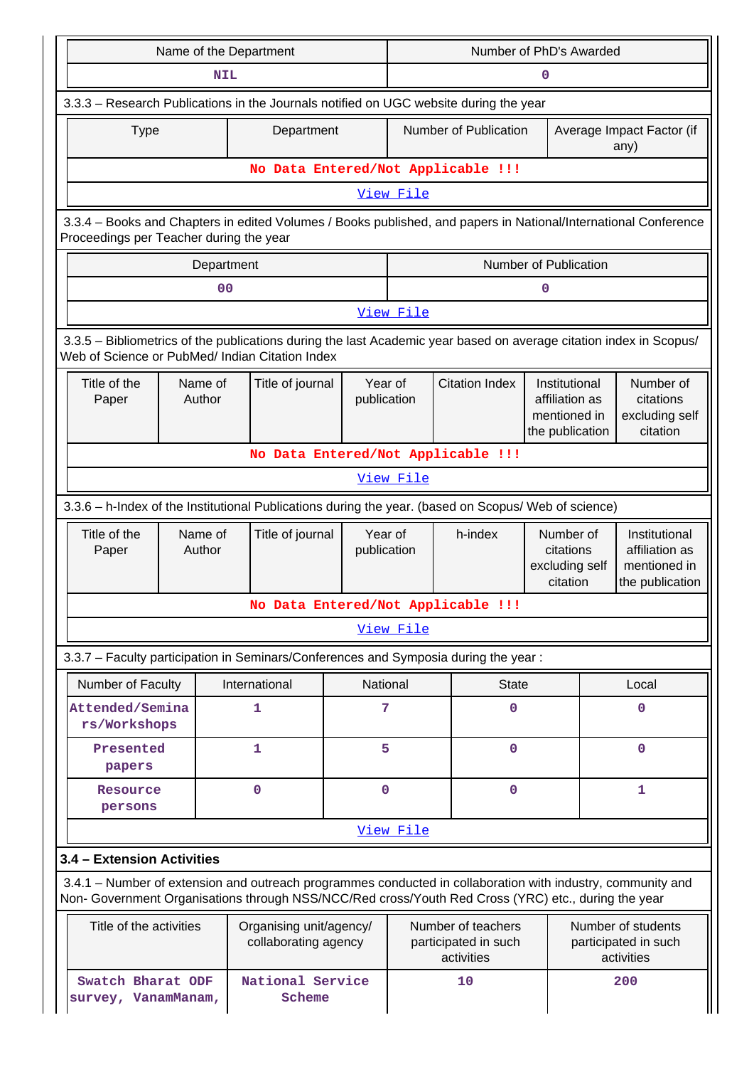| Name of the Department | Number of PhD's Awarded |
|---|---|
| NIL | 0 |

3.3.3 – Research Publications in the Journals notified on UGC website during the year

| Type | Department | Number of Publication | Average Impact Factor (if any) |
|---|---|---|---|
| No Data Entered/Not Applicable !!! | | | |
| View File | | | |

3.3.4 – Books and Chapters in edited Volumes / Books published, and papers in National/International Conference Proceedings per Teacher during the year

| Department | Number of Publication |
|---|---|
| 00 | 0 |
| View File | |

3.3.5 – Bibliometrics of the publications during the last Academic year based on average citation index in Scopus/ Web of Science or PubMed/ Indian Citation Index

| Title of the Paper | Name of Author | Title of journal | Year of publication | Citation Index | Institutional affiliation as mentioned in the publication | Number of citations excluding self citation |
|---|---|---|---|---|---|---|
| No Data Entered/Not Applicable !!! | | | | | | |
| View File | | | | | | |

3.3.6 – h-Index of the Institutional Publications during the year. (based on Scopus/ Web of science)

| Title of the Paper | Name of Author | Title of journal | Year of publication | h-index | Number of citations excluding self citation | Institutional affiliation as mentioned in the publication |
|---|---|---|---|---|---|---|
| No Data Entered/Not Applicable !!! | | | | | | |
| View File | | | | | | |

3.3.7 – Faculty participation in Seminars/Conferences and Symposia during the year :

| Number of Faculty | International | National | State | Local |
|---|---|---|---|---|
| Attended/Seminars/Workshops | 1 | 7 | 0 | 0 |
| Presented papers | 1 | 5 | 0 | 0 |
| Resource persons | 0 | 0 | 0 | 1 |
| View File | | | | |

**3.4 – Extension Activities**

3.4.1 – Number of extension and outreach programmes conducted in collaboration with industry, community and Non- Government Organisations through NSS/NCC/Red cross/Youth Red Cross (YRC) etc., during the year

| Title of the activities | Organising unit/agency/ collaborating agency | Number of teachers participated in such activities | Number of students participated in such activities |
|---|---|---|---|
| Swatch Bharat ODF survey, VanamManam, | National Service Scheme | 10 | 200 |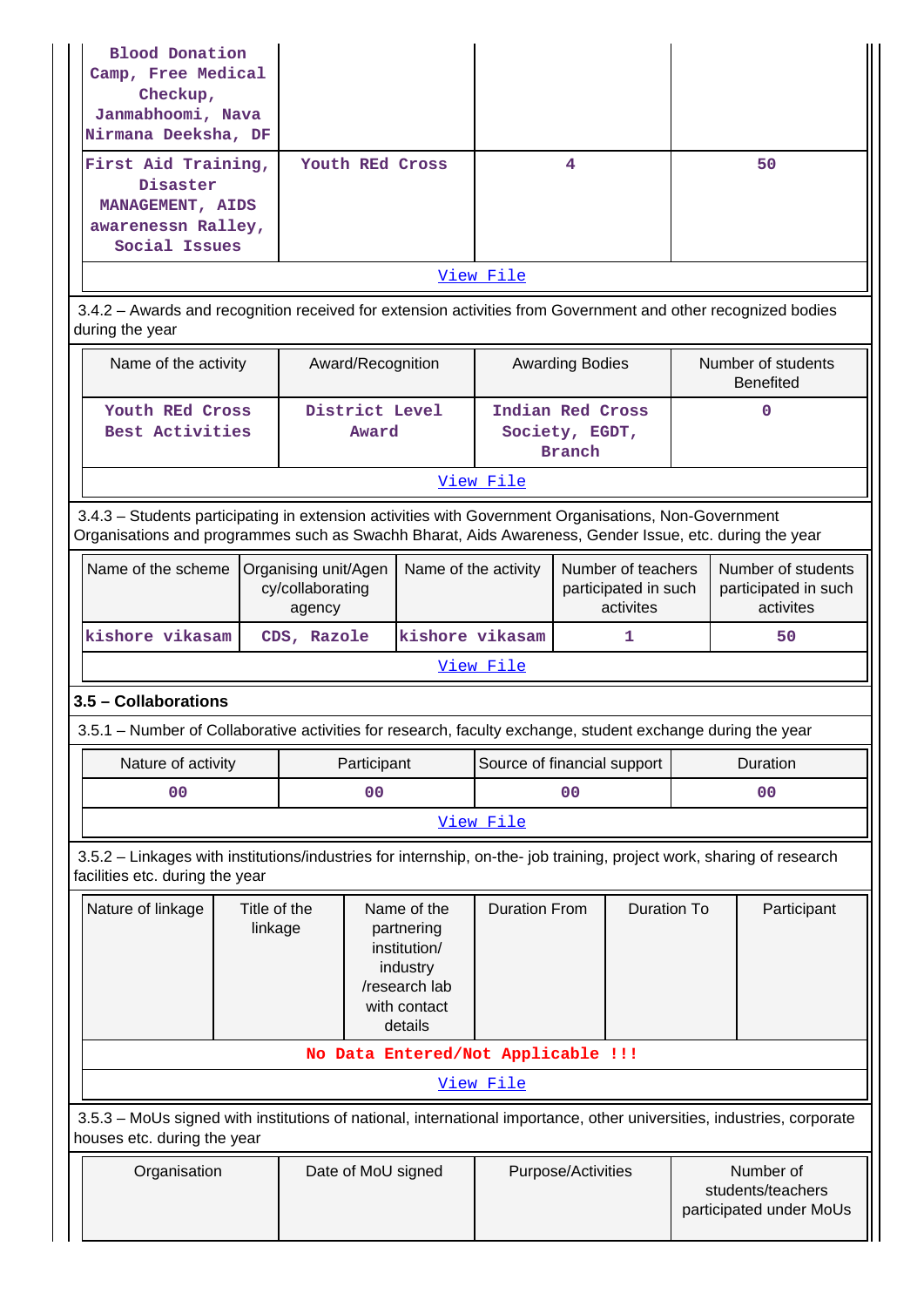| Blood Donation Camp, Free Medical Checkup, Janmabhoomi, Nava Nirmana Deeksha, DF | | | |
|---|---|---|---|
| First Aid Training, Disaster MANAGEMENT, AIDS awarenessn Ralley, Social Issues | Youth REd Cross | 4 | 50 |
| View File | | | |

3.4.2 – Awards and recognition received for extension activities from Government and other recognized bodies during the year

| Name of the activity | Award/Recognition | Awarding Bodies | Number of students Benefited |
|---|---|---|---|
| Youth REd Cross Best Activities | District Level Award | Indian Red Cross Society, EGDT, Branch | 0 |
| View File | | | |

3.4.3 – Students participating in extension activities with Government Organisations, Non-Government Organisations and programmes such as Swachh Bharat, Aids Awareness, Gender Issue, etc. during the year

| Name of the scheme | Organising unit/Agency/collaborating agency | Name of the activity | Number of teachers participated in such activites | Number of students participated in such activites |
|---|---|---|---|---|
| kishore vikasam | CDS, Razole | kishore vikasam | 1 | 50 |
| View File | | | | |

### 3.5 – Collaborations

3.5.1 – Number of Collaborative activities for research, faculty exchange, student exchange during the year

| Nature of activity | Participant | Source of financial support | Duration |
|---|---|---|---|
| 00 | 00 | 00 | 00 |
| View File | | | |

3.5.2 – Linkages with institutions/industries for internship, on-the- job training, project work, sharing of research facilities etc. during the year

| Nature of linkage | Title of the linkage | Name of the partnering institution/ industry /research lab with contact details | Duration From | Duration To | Participant |
|---|---|---|---|---|---|
| No Data Entered/Not Applicable !!! | | | | | |
| View File | | | | | |

3.5.3 – MoUs signed with institutions of national, international importance, other universities, industries, corporate houses etc. during the year

| Organisation | Date of MoU signed | Purpose/Activities | Number of students/teachers participated under MoUs |
|---|---|---|---|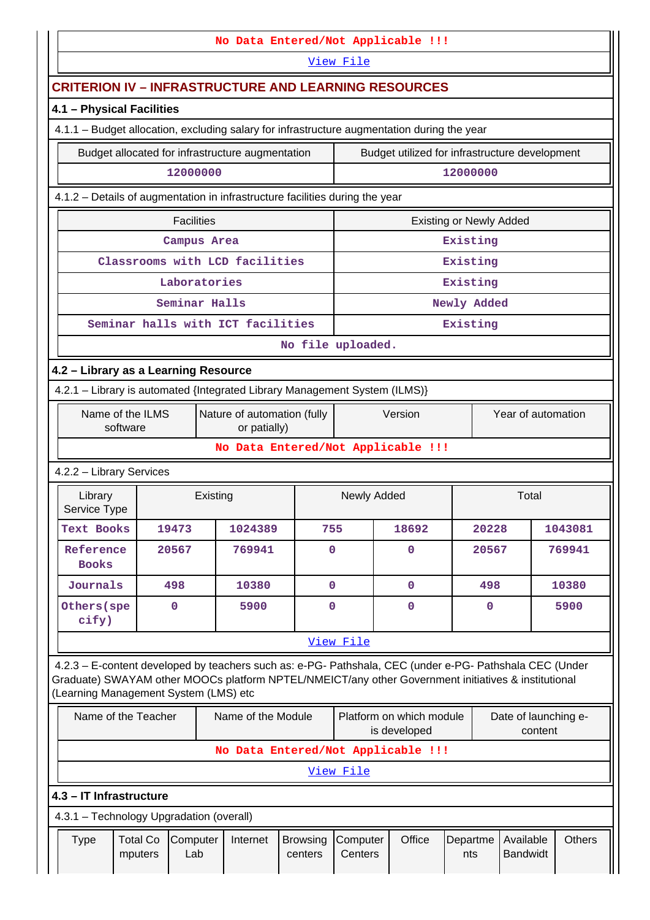No Data Entered/Not Applicable !!!

View File

## CRITERION IV – INFRASTRUCTURE AND LEARNING RESOURCES

### 4.1 – Physical Facilities

4.1.1 – Budget allocation, excluding salary for infrastructure augmentation during the year

| Budget allocated for infrastructure augmentation | Budget utilized for infrastructure development |
|---|---|
| 12000000 | 12000000 |

4.1.2 – Details of augmentation in infrastructure facilities during the year

| Facilities | Existing or Newly Added |
|---|---|
| Campus Area | Existing |
| Classrooms with LCD facilities | Existing |
| Laboratories | Existing |
| Seminar Halls | Newly Added |
| Seminar halls with ICT facilities | Existing |

No file uploaded.

### 4.2 – Library as a Learning Resource

4.2.1 – Library is automated {Integrated Library Management System (ILMS)}

| Name of the ILMS software | Nature of automation (fully or patially) | Version | Year of automation |
|---|---|---|---|

No Data Entered/Not Applicable !!!

4.2.2 – Library Services

| Library Service Type | Existing | | Newly Added | | Total | |
|---|---|---|---|---|---|---|
| Text Books | 19473 | 1024389 | 755 | 18692 | 20228 | 1043081 |
| Reference Books | 20567 | 769941 | 0 | 0 | 20567 | 769941 |
| Journals | 498 | 10380 | 0 | 0 | 498 | 10380 |
| Others(specify) | 0 | 5900 | 0 | 0 | 0 | 5900 |

View File

4.2.3 – E-content developed by teachers such as: e-PG- Pathshala, CEC (under e-PG- Pathshala CEC (Under Graduate) SWAYAM other MOOCs platform NPTEL/NMEICT/any other Government initiatives & institutional (Learning Management System (LMS) etc

| Name of the Teacher | Name of the Module | Platform on which module is developed | Date of launching e-content |
|---|---|---|---|

No Data Entered/Not Applicable !!!

View File

### 4.3 – IT Infrastructure

4.3.1 – Technology Upgradation (overall)

| Type | Total Computers | Computer Lab | Internet | Browsing centers | Computer Centers | Office | Departments | Available Bandwidt | Others |
|---|---|---|---|---|---|---|---|---|---|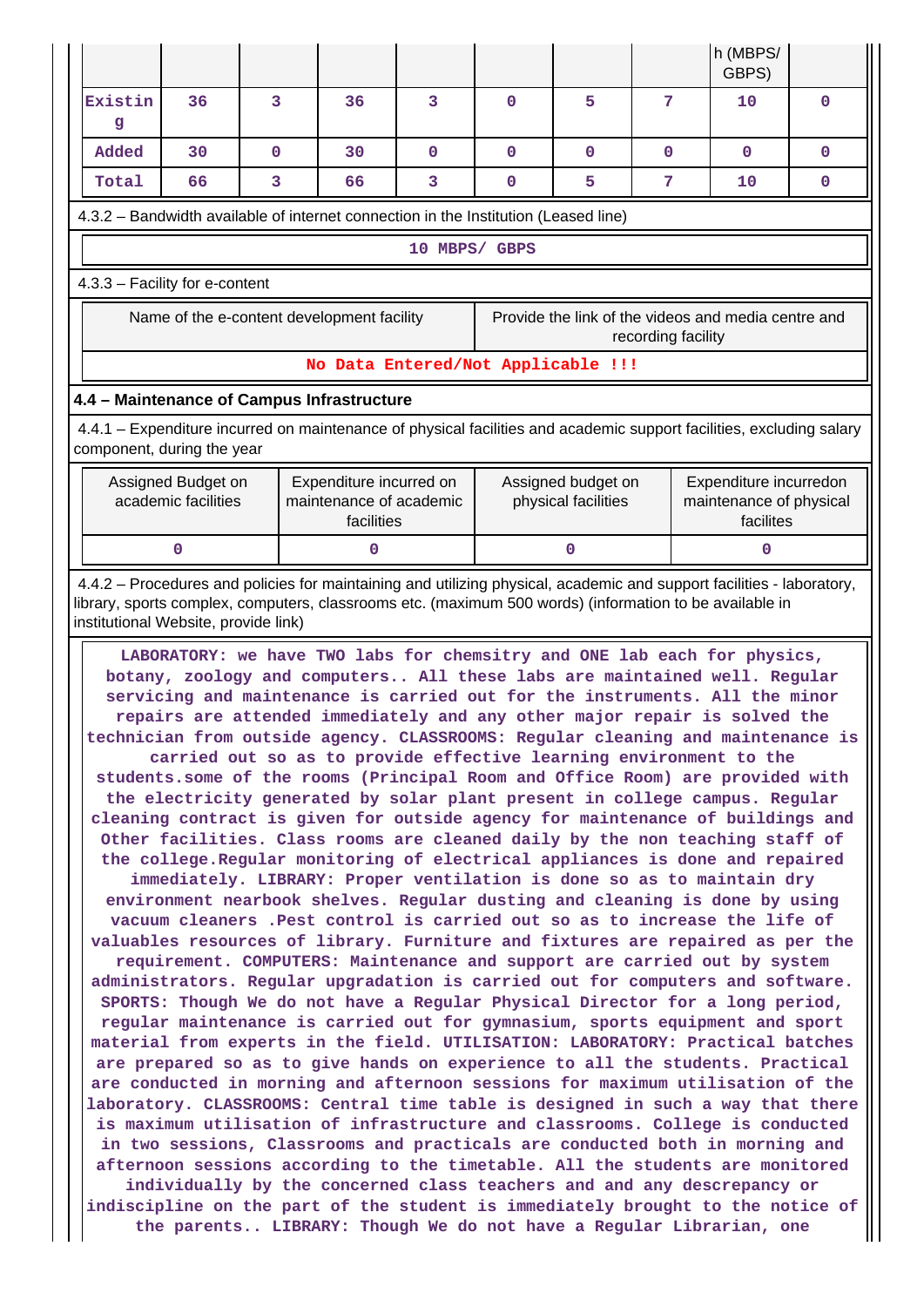| | | | | | | | | h (MBPS/ GBPS) | |
|---|---|---|---|---|---|---|---|---|---|
| Existing | 36 | 3 | 36 | 3 | 0 | 5 | 7 | 10 | 0 |
| Added | 30 | 0 | 30 | 0 | 0 | 0 | 0 | 0 | 0 |
| Total | 66 | 3 | 66 | 3 | 0 | 5 | 7 | 10 | 0 |

4.3.2 – Bandwidth available of internet connection in the Institution (Leased line)

10 MBPS/ GBPS

4.3.3 – Facility for e-content

| Name of the e-content development facility | Provide the link of the videos and media centre and recording facility |
|---|---|

No Data Entered/Not Applicable !!!

**4.4 – Maintenance of Campus Infrastructure**

4.4.1 – Expenditure incurred on maintenance of physical facilities and academic support facilities, excluding salary component, during the year

| Assigned Budget on academic facilities | Expenditure incurred on maintenance of academic facilities | Assigned budget on physical facilities | Expenditure incurredon maintenance of physical facilites |
|---|---|---|---|
| 0 | 0 | 0 | 0 |

4.4.2 – Procedures and policies for maintaining and utilizing physical, academic and support facilities - laboratory, library, sports complex, computers, classrooms etc. (maximum 500 words) (information to be available in institutional Website, provide link)

LABORATORY: we have TWO labs for chemsitry and ONE lab each for physics, botany, zoology and computers.. All these labs are maintained well. Regular servicing and maintenance is carried out for the instruments. All the minor repairs are attended immediately and any other major repair is solved the technician from outside agency. CLASSROOMS: Regular cleaning and maintenance is carried out so as to provide effective learning environment to the students.some of the rooms (Principal Room and Office Room) are provided with the electricity generated by solar plant present in college campus. Regular cleaning contract is given for outside agency for maintenance of buildings and Other facilities. Class rooms are cleaned daily by the non teaching staff of the college.Regular monitoring of electrical appliances is done and repaired immediately. LIBRARY: Proper ventilation is done so as to maintain dry environment nearbook shelves. Regular dusting and cleaning is done by using vacuum cleaners .Pest control is carried out so as to increase the life of valuables resources of library. Furniture and fixtures are repaired as per the requirement. COMPUTERS: Maintenance and support are carried out by system administrators. Regular upgradation is carried out for computers and software. SPORTS: Though We do not have a Regular Physical Director for a long period, regular maintenance is carried out for gymnasium, sports equipment and sport material from experts in the field. UTILISATION: LABORATORY: Practical batches are prepared so as to give hands on experience to all the students. Practical are conducted in morning and afternoon sessions for maximum utilisation of the laboratory. CLASSROOMS: Central time table is designed in such a way that there is maximum utilisation of infrastructure and classrooms. College is conducted in two sessions, Classrooms and practicals are conducted both in morning and afternoon sessions according to the timetable. All the students are monitored individually by the concerned class teachers and and any descrepancy or indiscipline on the part of the student is immediately brought to the notice of the parents.. LIBRARY: Though We do not have a Regular Librarian, one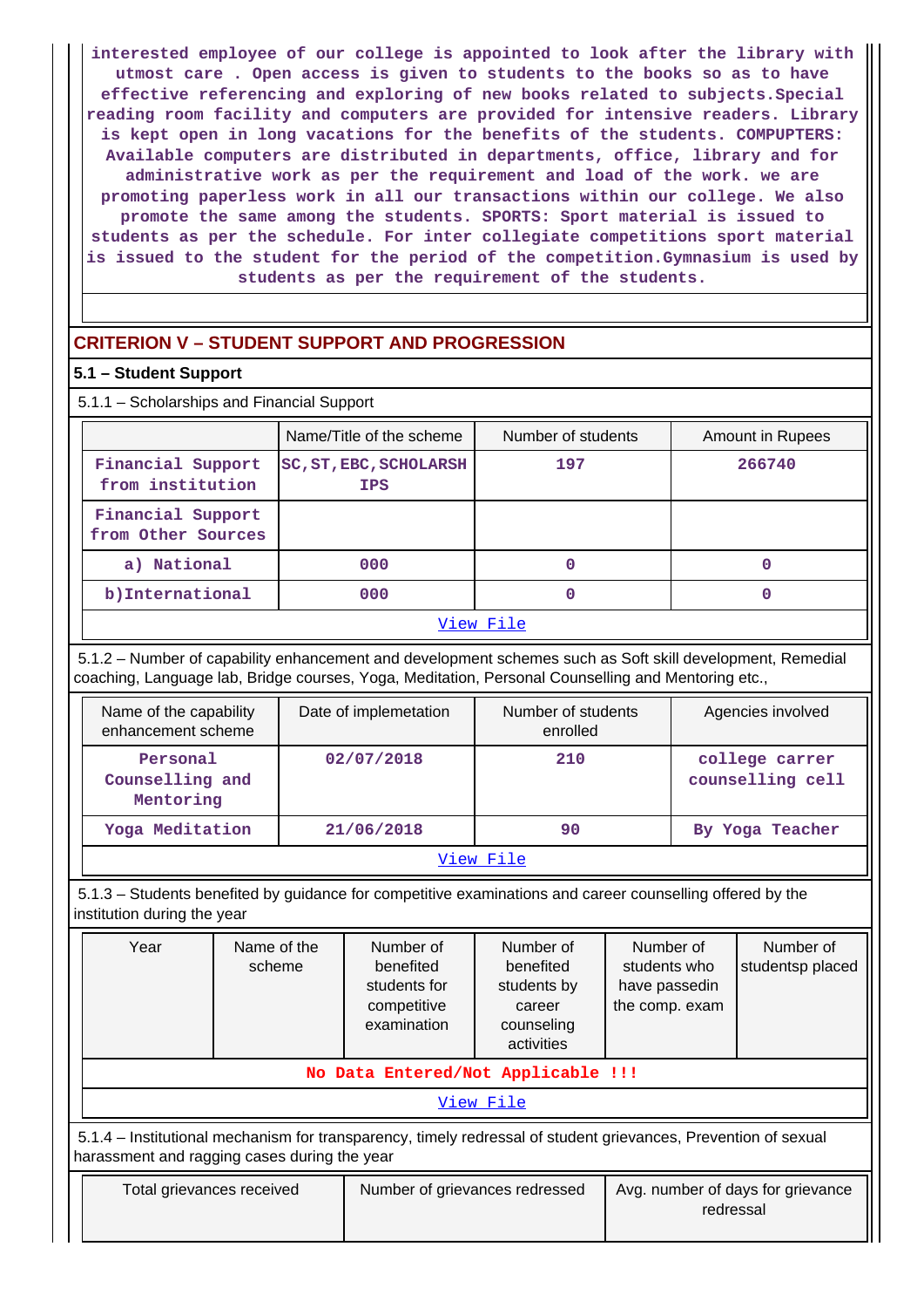interested employee of our college is appointed to look after the library with utmost care . Open access is given to students to the books so as to have effective referencing and exploring of new books related to subjects.Special reading room facility and computers are provided for intensive readers. Library is kept open in long vacations for the benefits of the students. COMPUTERS: Available computers are distributed in departments, office, library and for administrative work as per the requirement and load of the work. we are promoting paperless work in all our transactions within our college. We also promote the same among the students. SPORTS: Sport material is issued to students as per the schedule. For inter collegiate competitions sport material is issued to the student for the period of the competition.Gymnasium is used by students as per the requirement of the students.

## CRITERION V – STUDENT SUPPORT AND PROGRESSION

### 5.1 – Student Support

5.1.1 – Scholarships and Financial Support

| | Name/Title of the scheme | Number of students | Amount in Rupees |
|---|---|---|---|
| Financial Support from institution | SC,ST,EBC,SCHOLARSHIPS | 197 | 266740 |
| Financial Support from Other Sources | | | |
| a) National | 000 | 0 | 0 |
| b)International | 000 | 0 | 0 |
| View File | | | |

5.1.2 – Number of capability enhancement and development schemes such as Soft skill development, Remedial coaching, Language lab, Bridge courses, Yoga, Meditation, Personal Counselling and Mentoring etc.,

| Name of the capability enhancement scheme | Date of implemetation | Number of students enrolled | Agencies involved |
|---|---|---|---|
| Personal Counselling and Mentoring | 02/07/2018 | 210 | college carrer counselling cell |
| Yoga Meditation | 21/06/2018 | 90 | By Yoga Teacher |
| View File | | | |

5.1.3 – Students benefited by guidance for competitive examinations and career counselling offered by the institution during the year

| Year | Name of the scheme | Number of benefited students for competitive examination | Number of benefited students by career counseling activities | Number of students who have passedin the comp. exam | Number of studentsp placed |
|---|---|---|---|---|---|
| No Data Entered/Not Applicable !!! | | | | | |
| View File | | | | | |

5.1.4 – Institutional mechanism for transparency, timely redressal of student grievances, Prevention of sexual harassment and ragging cases during the year

| Total grievances received | Number of grievances redressed | Avg. number of days for grievance redressal |
|---|---|---|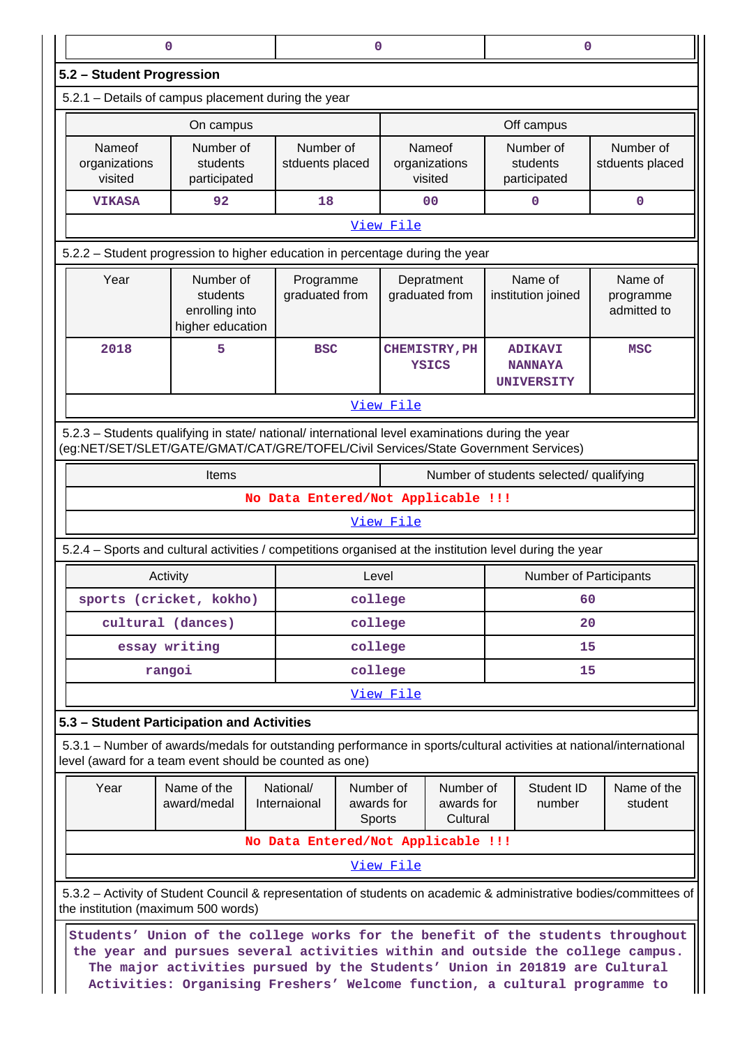| 0 | 0 | 0 |
|---|---|---|

## 5.2 – Student Progression

5.2.1 – Details of campus placement during the year

| On campus | | | Off campus | | |
|---|---|---|---|---|---|
| Nameof organizations visited | Number of students participated | Number of stduents placed | Nameof organizations visited | Number of students participated | Number of stduents placed |
| VIKASA | 92 | 18 | 00 | 0 | 0 |

View File

5.2.2 – Student progression to higher education in percentage during the year

| Year | Number of students enrolling into higher education | Programme graduated from | Depratment graduated from | Name of institution joined | Name of programme admitted to |
|---|---|---|---|---|---|
| 2018 | 5 | BSC | CHEMISTRY,PHYSICS | ADIKAVI NANNAYA UNIVERSITY | MSC |

View File

5.2.3 – Students qualifying in state/ national/ international level examinations during the year (eg:NET/SET/SLET/GATE/GMAT/CAT/GRE/TOFEL/Civil Services/State Government Services)

| Items | Number of students selected/ qualifying |
|---|---|
| No Data Entered/Not Applicable !!! | |

View File

5.2.4 – Sports and cultural activities / competitions organised at the institution level during the year

| Activity | Level | Number of Participants |
|---|---|---|
| sports (cricket, kokho) | college | 60 |
| cultural (dances) | college | 20 |
| essay writing | college | 15 |
| rangoi | college | 15 |

View File

## 5.3 – Student Participation and Activities

5.3.1 – Number of awards/medals for outstanding performance in sports/cultural activities at national/international level (award for a team event should be counted as one)

| Year | Name of the award/medal | National/ Internaional | Number of awards for Sports | Number of awards for Cultural | Student ID number | Name of the student |
|---|---|---|---|---|---|---|
| No Data Entered/Not Applicable !!! | | | | | | |

View File

5.3.2 – Activity of Student Council & representation of students on academic & administrative bodies/committees of the institution (maximum 500 words)

Students' Union of the college works for the benefit of the students throughout the year and pursues several activities within and outside the college campus. The major activities pursued by the Students' Union in 201819 are Cultural Activities: Organising Freshers' Welcome function, a cultural programme to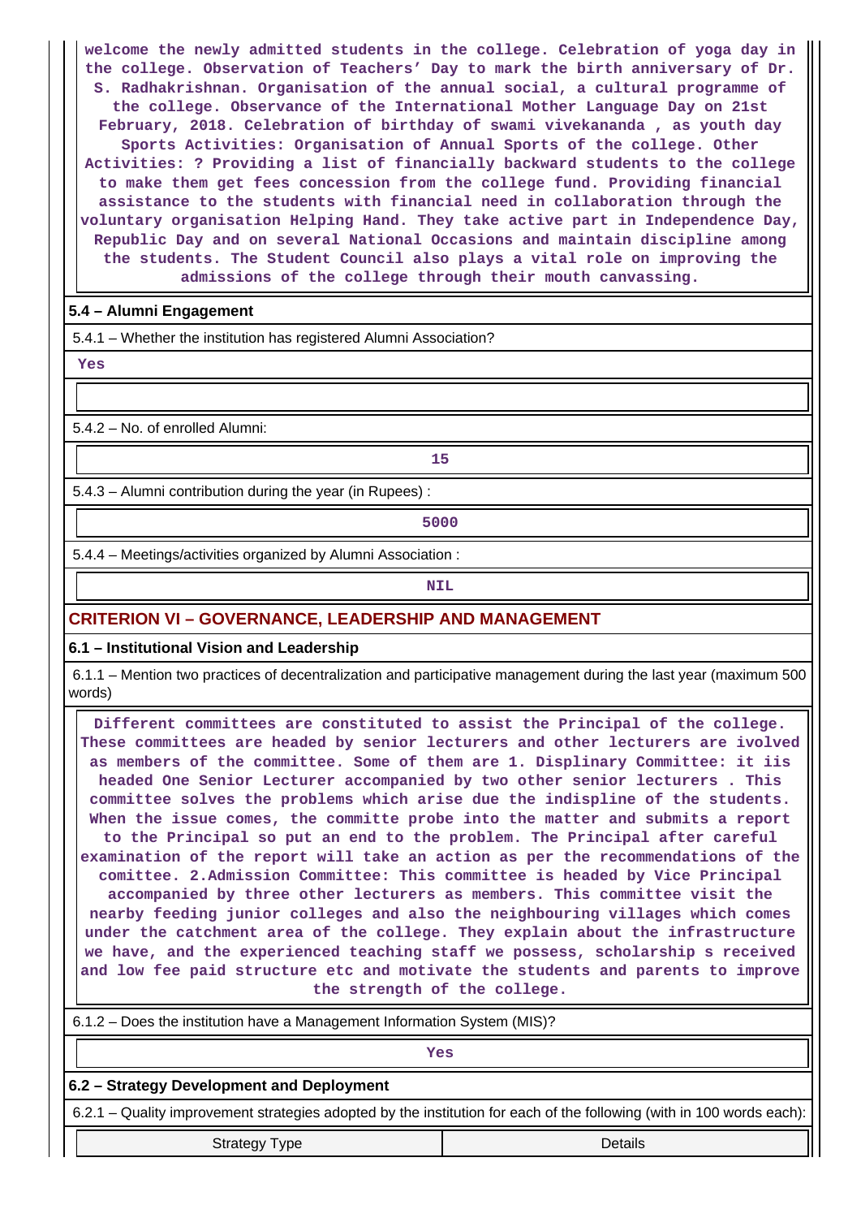welcome the newly admitted students in the college. Celebration of yoga day in the college. Observation of Teachers' Day to mark the birth anniversary of Dr. S. Radhakrishnan. Organisation of the annual social, a cultural programme of the college. Observance of the International Mother Language Day on 21st February, 2018. Celebration of birthday of swami vivekananda , as youth day Sports Activities: Organisation of Annual Sports of the college. Other Activities: ? Providing a list of financially backward students to the college to make them get fees concession from the college fund. Providing financial assistance to the students with financial need in collaboration through the voluntary organisation Helping Hand. They take active part in Independence Day, Republic Day and on several National Occasions and maintain discipline among the students. The Student Council also plays a vital role on improving the admissions of the college through their mouth canvassing.

## 5.4 – Alumni Engagement

5.4.1 – Whether the institution has registered Alumni Association?

Yes

5.4.2 – No. of enrolled Alumni:

15

5.4.3 – Alumni contribution during the year (in Rupees) :

5000

5.4.4 – Meetings/activities organized by Alumni Association :

NIL

# CRITERION VI – GOVERNANCE, LEADERSHIP AND MANAGEMENT

## 6.1 – Institutional Vision and Leadership

6.1.1 – Mention two practices of decentralization and participative management during the last year (maximum 500 words)

Different committees are constituted to assist the Principal of the college. These committees are headed by senior lecturers and other lecturers are ivolved as members of the committee. Some of them are 1. Displinary Committee: it iis headed One Senior Lecturer accompanied by two other senior lecturers . This committee solves the problems which arise due the indispline of the students. When the issue comes, the committe probe into the matter and submits a report to the Principal so put an end to the problem. The Principal after careful examination of the report will take an action as per the recommendations of the comittee. 2.Admission Committee: This committee is headed by Vice Principal accompanied by three other lecturers as members. This committee visit the nearby feeding junior colleges and also the neighbouring villages which comes under the catchment area of the college. They explain about the infrastructure we have, and the experienced teaching staff we possess, scholarship s received and low fee paid structure etc and motivate the students and parents to improve the strength of the college.

6.1.2 – Does the institution have a Management Information System (MIS)?

Yes

## 6.2 – Strategy Development and Deployment

6.2.1 – Quality improvement strategies adopted by the institution for each of the following (with in 100 words each):

| Strategy Type | Details |
|---|---|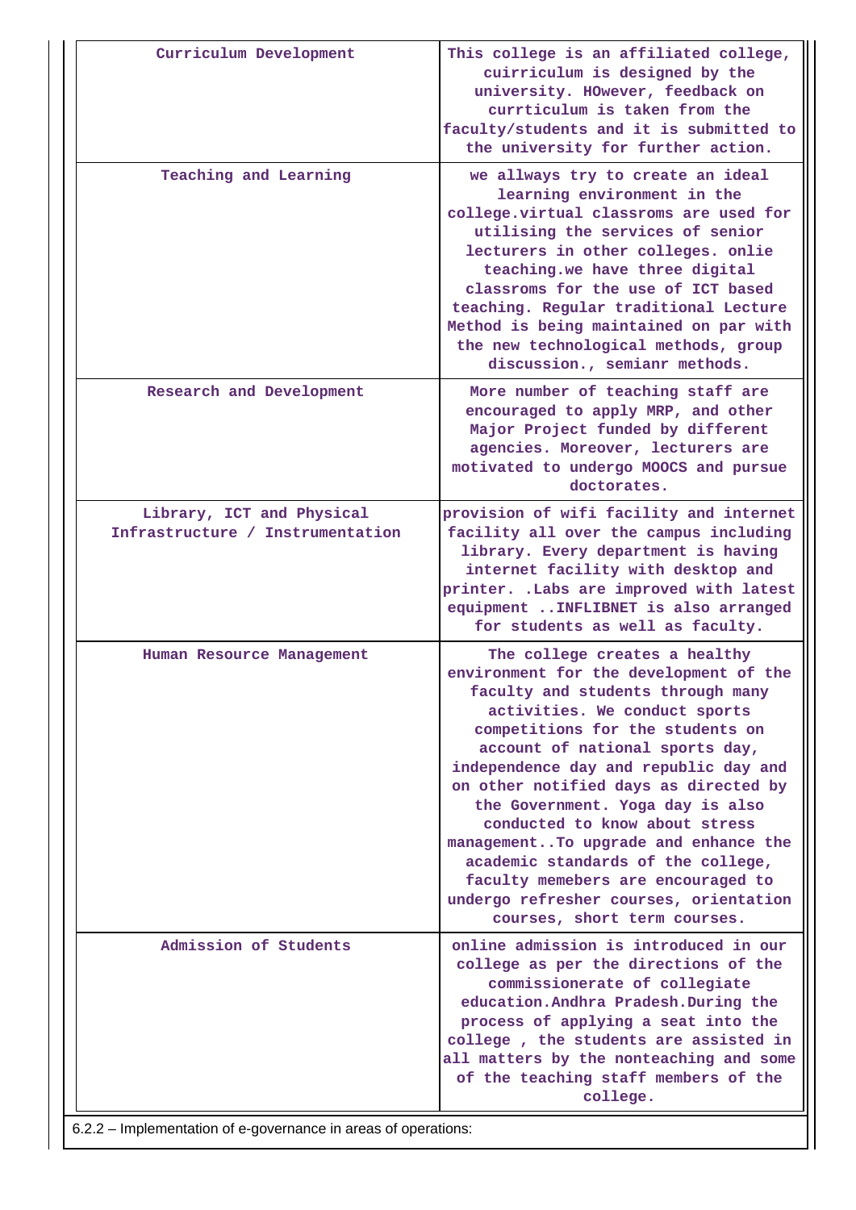| | |
|---|---|
| Curriculum Development | This college is an affiliated college, cuirriculum is designed by the university. HOwever, feedback on currticulum is taken from the faculty/students and it is submitted to the university for further action. |
| Teaching and Learning | we allways try to create an ideal learning environment in the college.virtual classroms are used for utilising the services of senior lecturers in other colleges. onlie teaching.we have three digital classroms for the use of ICT based teaching. Regular traditional Lecture Method is being maintained on par with the new technological methods, group discussion., semianr methods. |
| Research and Development | More number of teaching staff are encouraged to apply MRP, and other Major Project funded by different agencies. Moreover, lecturers are motivated to undergo MOOCS and pursue doctorates. |
| Library, ICT and Physical Infrastructure / Instrumentation | provision of wifi facility and internet facility all over the campus including library. Every department is having internet facility with desktop and printer. .Labs are improved with latest equipment ..INFLIBNET is also arranged for students as well as faculty. |
| Human Resource Management | The college creates a healthy environment for the development of the faculty and students through many activities. We conduct sports competitions for the students on account of national sports day, independence day and republic day and on other notified days as directed by the Government. Yoga day is also conducted to know about stress management..To upgrade and enhance the academic standards of the college, faculty memebers are encouraged to undergo refresher courses, orientation courses, short term courses. |
| Admission of Students | online admission is introduced in our college as per the directions of the commissionerate of collegiate education.Andhra Pradesh.During the process of applying a seat into the college , the students are assisted in all matters by the nonteaching and some of the teaching staff members of the college. |

6.2.2 – Implementation of e-governance in areas of operations: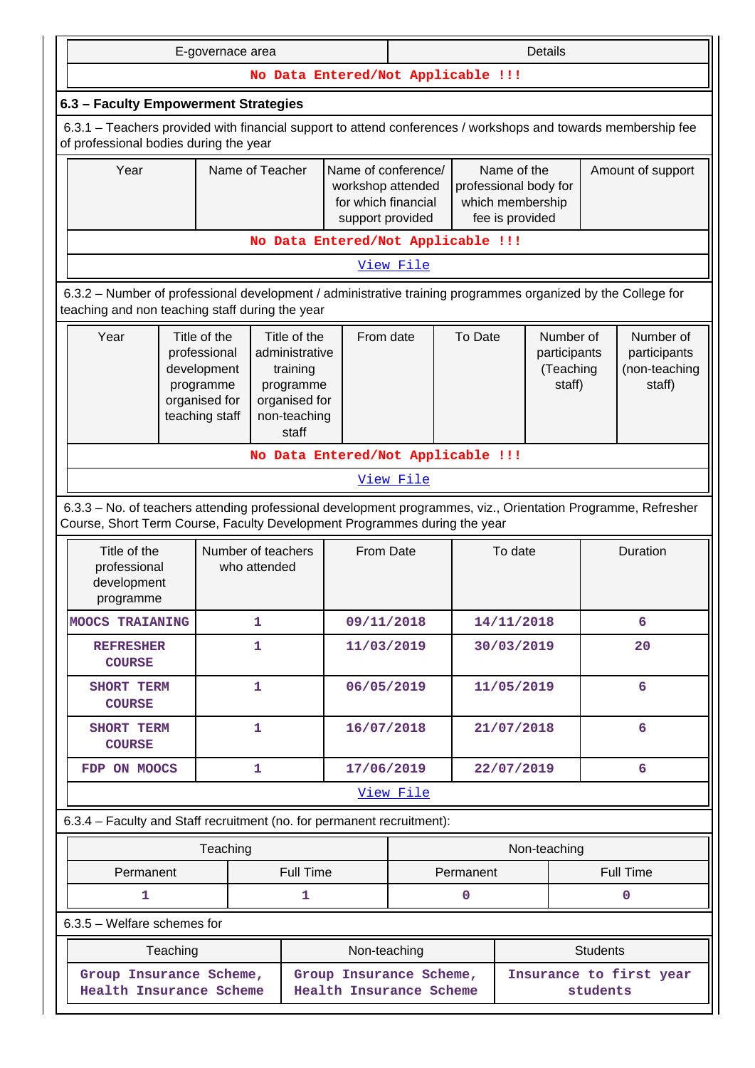| E-governace area | Details |
|---|---|
| No Data Entered/Not Applicable !!! | |

## 6.3 – Faculty Empowerment Strategies

6.3.1 – Teachers provided with financial support to attend conferences / workshops and towards membership fee of professional bodies during the year

| Year | Name of Teacher | Name of conference/ workshop attended for which financial support provided | Name of the professional body for which membership fee is provided | Amount of support |
|---|---|---|---|---|
| No Data Entered/Not Applicable !!! | | | | |
| View File | | | | |

6.3.2 – Number of professional development / administrative training programmes organized by the College for teaching and non teaching staff during the year

| Year | Title of the professional development programme organised for teaching staff | Title of the administrative training programme organised for non-teaching staff | From date | To Date | Number of participants (Teaching staff) | Number of participants (non-teaching staff) |
|---|---|---|---|---|---|---|
| No Data Entered/Not Applicable !!! | | | | | | |
| View File | | | | | | |

6.3.3 – No. of teachers attending professional development programmes, viz., Orientation Programme, Refresher Course, Short Term Course, Faculty Development Programmes during the year

| Title of the professional development programme | Number of teachers who attended | From Date | To date | Duration |
|---|---|---|---|---|
| MOOCS TRAIANING | 1 | 09/11/2018 | 14/11/2018 | 6 |
| REFRESHER COURSE | 1 | 11/03/2019 | 30/03/2019 | 20 |
| SHORT TERM COURSE | 1 | 06/05/2019 | 11/05/2019 | 6 |
| SHORT TERM COURSE | 1 | 16/07/2018 | 21/07/2018 | 6 |
| FDP ON MOOCS | 1 | 17/06/2019 | 22/07/2019 | 6 |
| View File | | | | |

6.3.4 – Faculty and Staff recruitment (no. for permanent recruitment):

| Teaching | | Non-teaching | |
|---|---|---|---|
| Permanent | Full Time | Permanent | Full Time |
| 1 | 1 | 0 | 0 |

6.3.5 – Welfare schemes for

| Teaching | Non-teaching | Students |
|---|---|---|
| Group Insurance Scheme, Health Insurance Scheme | Group Insurance Scheme, Health Insurance Scheme | Insurance to first year students |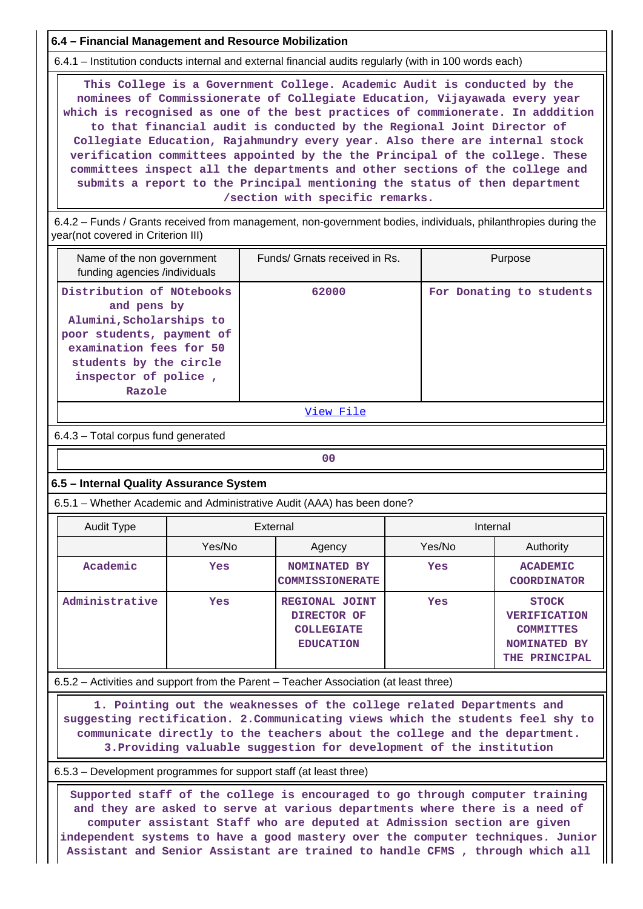## 6.4 – Financial Management and Resource Mobilization

6.4.1 – Institution conducts internal and external financial audits regularly (with in 100 words each)

This College is a Government College. Academic Audit is conducted by the nominees of Commissionerate of Collegiate Education, Vijayawada every year which is recognised as one of the best practices of commionerate. In adddition to that financial audit is conducted by the Regional Joint Director of Collegiate Education, Rajahmundry every year. Also there are internal stock verification committees appointed by the the Principal of the college. These committees inspect all the departments and other sections of the college and submits a report to the Principal mentioning the status of then department /section with specific remarks.

6.4.2 – Funds / Grants received from management, non-government bodies, individuals, philanthropies during the year(not covered in Criterion III)

| Name of the non government funding agencies /individuals | Funds/ Grnats received in Rs. | Purpose |
|---|---|---|
| Distribution of NOtebooks and pens by Alumini,Scholarships to poor students, payment of examination fees for 50 students by the circle inspector of police , Razole | 62000 | For Donating to students |

View File

6.4.3 – Total corpus fund generated

00

## 6.5 – Internal Quality Assurance System

6.5.1 – Whether Academic and Administrative Audit (AAA) has been done?

| Audit Type | External | | Internal | |
|---|---|---|---|---|
| | Yes/No | Agency | Yes/No | Authority |
| Academic | Yes | NOMINATED BY COMMISSIONERATE | Yes | ACADEMIC COORDINATOR |
| Administrative | Yes | REGIONAL JOINT DIRECTOR OF COLLEGIATE EDUCATION | Yes | STOCK VERIFICATION COMMITTES NOMINATED BY THE PRINCIPAL |

6.5.2 – Activities and support from the Parent – Teacher Association (at least three)

1. Pointing out the weaknesses of the college related Departments and suggesting rectification. 2.Communicating views which the students feel shy to communicate directly to the teachers about the college and the department. 3.Providing valuable suggestion for development of the institution

6.5.3 – Development programmes for support staff (at least three)

Supported staff of the college is encouraged to go through computer training and they are asked to serve at various departments where there is a need of computer assistant Staff who are deputed at Admission section are given independent systems to have a good mastery over the computer techniques. Junior Assistant and Senior Assistant are trained to handle CFMS , through which all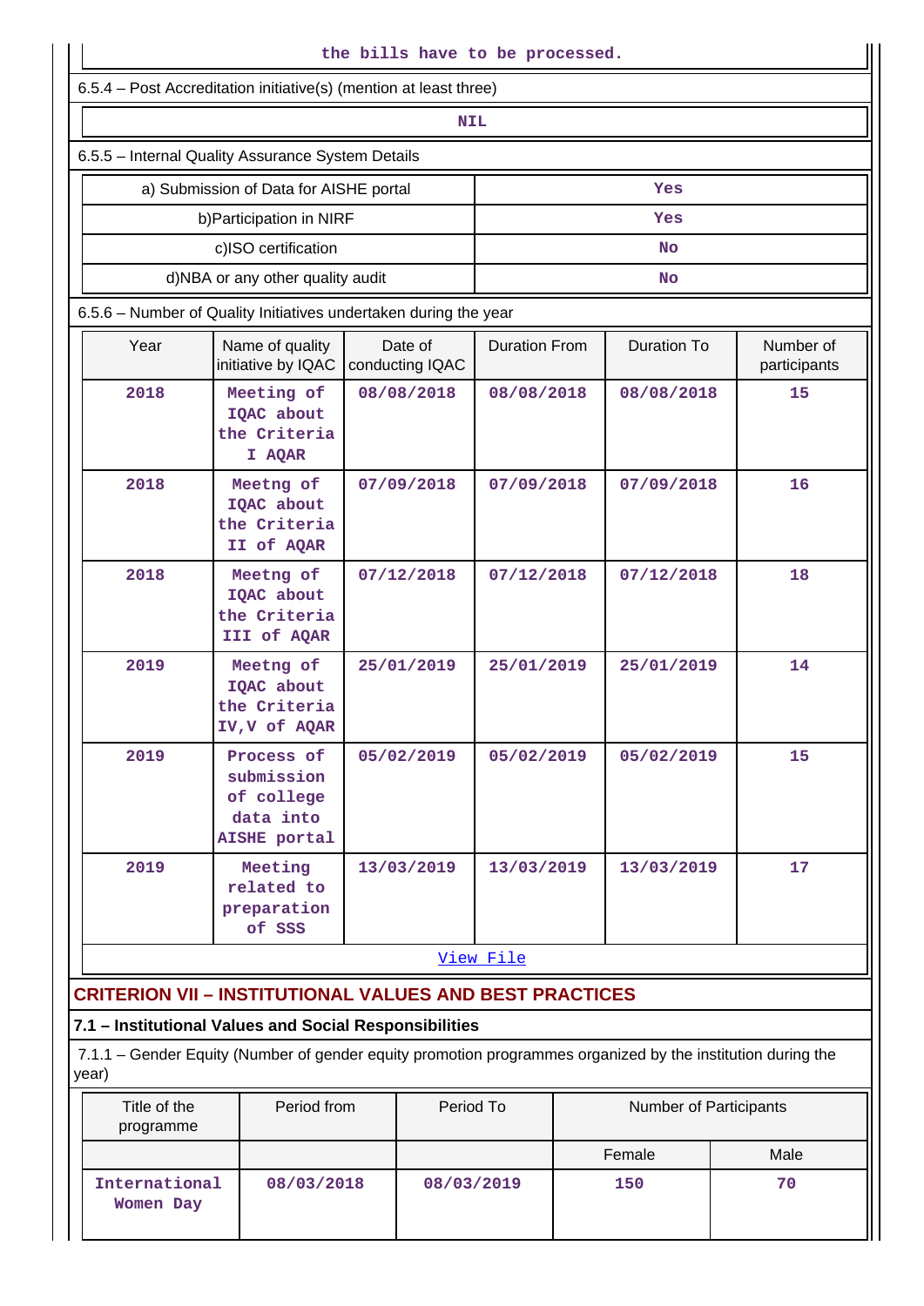the bills have to be processed.

6.5.4 – Post Accreditation initiative(s) (mention at least three)

NIL

6.5.5 – Internal Quality Assurance System Details

| | |
|---|---|
| a) Submission of Data for AISHE portal | Yes |
| b)Participation in NIRF | Yes |
| c)ISO certification | No |
| d)NBA or any other quality audit | No |

6.5.6 – Number of Quality Initiatives undertaken during the year

| Year | Name of quality initiative by IQAC | Date of conducting IQAC | Duration From | Duration To | Number of participants |
|---|---|---|---|---|---|
| 2018 | Meeting of IQAC about the Criteria I AQAR | 08/08/2018 | 08/08/2018 | 08/08/2018 | 15 |
| 2018 | Meetng of IQAC about the Criteria II of AQAR | 07/09/2018 | 07/09/2018 | 07/09/2018 | 16 |
| 2018 | Meetng of IQAC about the Criteria III of AQAR | 07/12/2018 | 07/12/2018 | 07/12/2018 | 18 |
| 2019 | Meetng of IQAC about the Criteria IV,V of AQAR | 25/01/2019 | 25/01/2019 | 25/01/2019 | 14 |
| 2019 | Process of submission of college data into AISHE portal | 05/02/2019 | 05/02/2019 | 05/02/2019 | 15 |
| 2019 | Meeting related to preparation of SSS | 13/03/2019 | 13/03/2019 | 13/03/2019 | 17 |

View File

## CRITERION VII – INSTITUTIONAL VALUES AND BEST PRACTICES

### 7.1 – Institutional Values and Social Responsibilities

7.1.1 – Gender Equity (Number of gender equity promotion programmes organized by the institution during the year)

| Title of the programme | Period from | Period To | Number of Participants | |
|---|---|---|---|---|
| | | | Female | Male |
| International Women Day | 08/03/2018 | 08/03/2019 | 150 | 70 |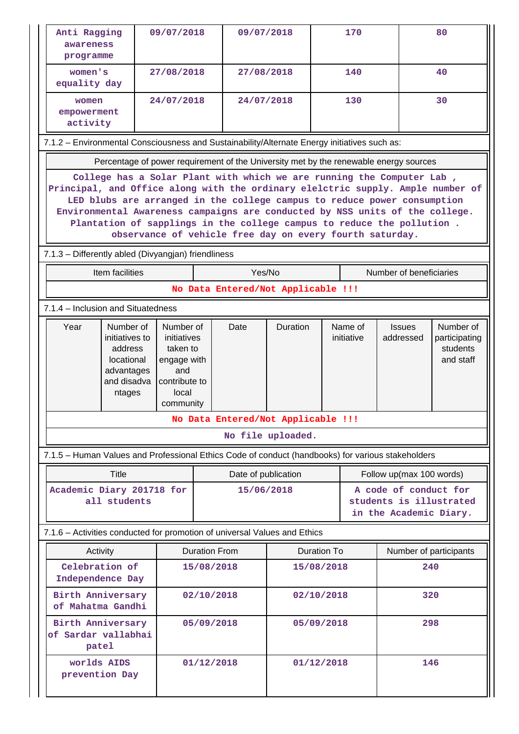| | | | | |
|---|---|---|---|---|
| Anti Ragging awareness programme | 09/07/2018 | 09/07/2018 | 170 | 80 |
| women's equality day | 27/08/2018 | 27/08/2018 | 140 | 40 |
| women empowerment activity | 24/07/2018 | 24/07/2018 | 130 | 30 |

7.1.2 – Environmental Consciousness and Sustainability/Alternate Energy initiatives such as:

| Percentage of power requirement of the University met by the renewable energy sources |
|---|
| College has a Solar Plant with which we are running the Computer Lab , Principal, and Office along with the ordinary elelctric supply. Ample number of LED blubs are arranged in the college campus to reduce power consumption Environmental Awareness campaigns are conducted by NSS units of the college. Plantation of sapplings in the college campus to reduce the pollution . observance of vehicle free day on every fourth saturday. |

7.1.3 – Differently abled (Divyangjan) friendliness

| Item facilities | Yes/No | Number of beneficiaries |
|---|---|---|
| No Data Entered/Not Applicable !!! | | |

7.1.4 – Inclusion and Situatedness

| Year | Number of initiatives to address locational advantages and disadva ntages | Number of initiatives taken to engage with and contribute to local community | Date | Duration | Name of initiative | Issues addressed | Number of participating students and staff |
|---|---|---|---|---|---|---|---|
| No Data Entered/Not Applicable !!! | | | | | | | |
| No file uploaded. | | | | | | | |

7.1.5 – Human Values and Professional Ethics Code of conduct (handbooks) for various stakeholders

| Title | Date of publication | Follow up(max 100 words) |
|---|---|---|
| Academic Diary 201718 for all students | 15/06/2018 | A code of conduct for students is illustrated in the Academic Diary. |

7.1.6 – Activities conducted for promotion of universal Values and Ethics

| Activity | Duration From | Duration To | Number of participants |
|---|---|---|---|
| Celebration of Independence Day | 15/08/2018 | 15/08/2018 | 240 |
| Birth Anniversary of Mahatma Gandhi | 02/10/2018 | 02/10/2018 | 320 |
| Birth Anniversary of Sardar vallabhai patel | 05/09/2018 | 05/09/2018 | 298 |
| worlds AIDS prevention Day | 01/12/2018 | 01/12/2018 | 146 |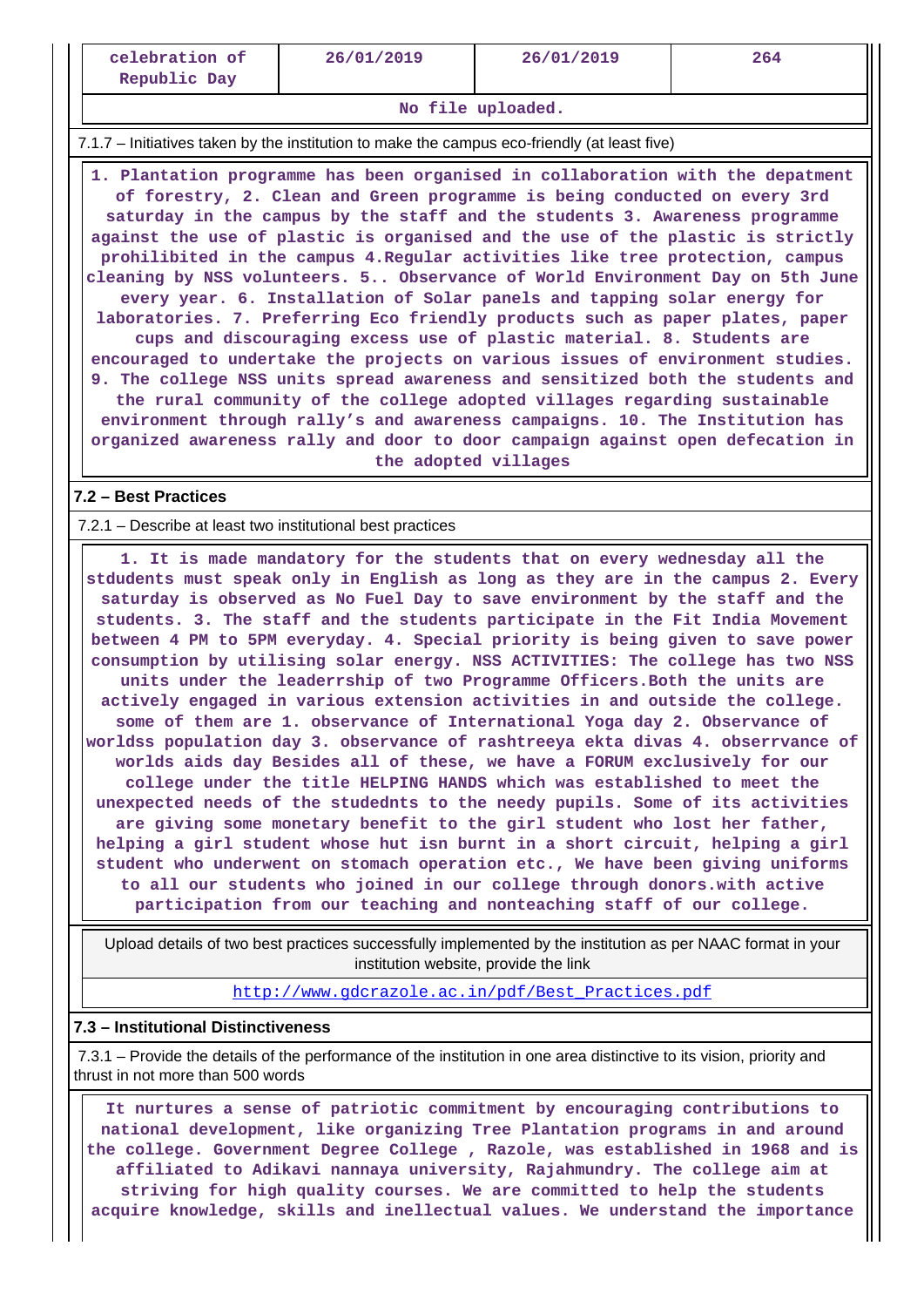| celebration of Republic Day | 26/01/2019 | 26/01/2019 | 264 |
|---|---|---|---|
| No file uploaded. | | | |

7.1.7 – Initiatives taken by the institution to make the campus eco-friendly (at least five)

1. Plantation programme has been organised in collaboration with the depatment of forestry, 2. Clean and Green programme is being conducted on every 3rd saturday in the campus by the staff and the students 3. Awareness programme against the use of plastic is organised and the use of the plastic is strictly prohibited in the campus 4.Regular activities like tree protection, campus cleaning by NSS volunteers. 5.. Observance of World Environment Day on 5th June every year. 6. Installation of Solar panels and tapping solar energy for laboratories. 7. Preferring Eco friendly products such as paper plates, paper cups and discouraging excess use of plastic material. 8. Students are encouraged to undertake the projects on various issues of environment studies. 9. The college NSS units spread awareness and sensitized both the students and the rural community of the college adopted villages regarding sustainable environment through rally's and awareness campaigns. 10. The Institution has organized awareness rally and door to door campaign against open defecation in the adopted villages

**7.2 – Best Practices**

7.2.1 – Describe at least two institutional best practices

1. It is made mandatory for the students that on every wednesday all the stdudents must speak only in English as long as they are in the campus 2. Every saturday is observed as No Fuel Day to save environment by the staff and the students. 3. The staff and the students participate in the Fit India Movement between 4 PM to 5PM everyday. 4. Special priority is being given to save power consumption by utilising solar energy. NSS ACTIVITIES: The college has two NSS units under the leaderrship of two Programme Officers.Both the units are actively engaged in various extension activities in and outside the college. some of them are 1. observance of International Yoga day 2. Observance of worldss population day 3. observance of rashtreeya ekta divas 4. oberrvance of worlds aids day Besides all of these, we have a FORUM exclusively for our college under the title HELPING HANDS which was established to meet the unexpected needs of the studednts to the needy pupils. Some of its activities are giving some monetary benefit to the girl student who lost her father, helping a girl student whose hut isn burnt in a short circuit, helping a girl student who underwent on stomach operation etc., We have been giving uniforms to all our students who joined in our college through donors.with active participation from our teaching and nonteaching staff of our college.

| Upload details of two best practices successfully implemented by the institution as per NAAC format in your institution website, provide the link |
|---|
| http://www.gdcrazole.ac.in/pdf/Best_Practices.pdf |

**7.3 – Institutional Distinctiveness**

7.3.1 – Provide the details of the performance of the institution in one area distinctive to its vision, priority and thrust in not more than 500 words

It nurtures a sense of patriotic commitment by encouraging contributions to national development, like organizing Tree Plantation programs in and around the college. Government Degree College , Razole, was established in 1968 and is affiliated to Adikavi nannaya university, Rajahmundry. The college aim at striving for high quality courses. We are committed to help the students acquire knowledge, skills and inellectual values. We understand the importance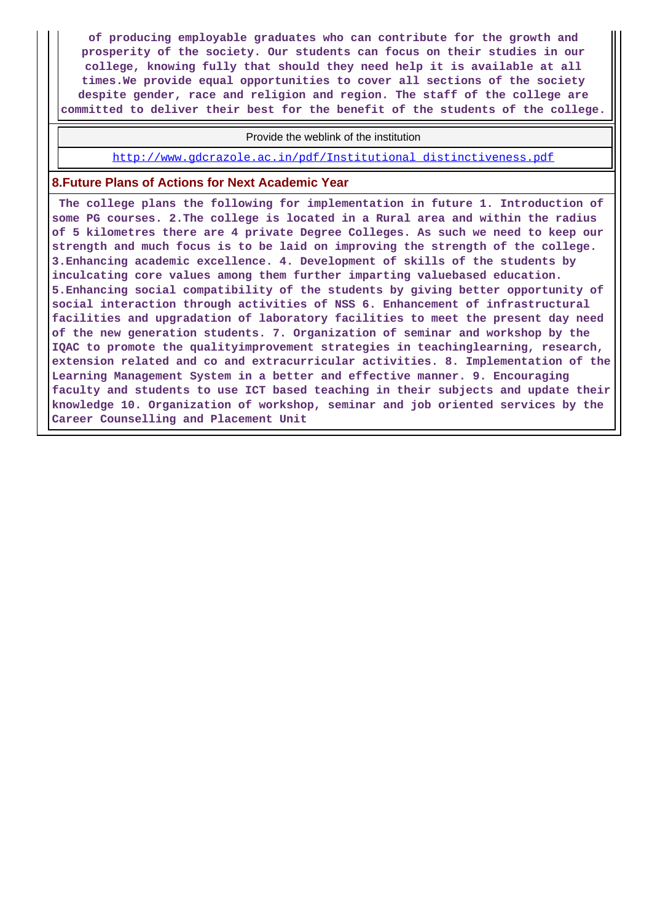**of producing employable graduates who can contribute for the growth and prosperity of the society. Our students can focus on their studies in our college, knowing fully that should they need help it is available at all times.We provide equal opportunities to cover all sections of the society despite gender, race and religion and region. The staff of the college are committed to deliver their best for the benefit of the students of the college.**

| Provide the weblink of the institution |
|---|
| http://www.gdcrazole.ac.in/pdf/Institutional_distinctiveness.pdf |

## 8.Future Plans of Actions for Next Academic Year

**The college plans the following for implementation in future 1. Introduction of some PG courses. 2.The college is located in a Rural area and within the radius of 5 kilometres there are 4 private Degree Colleges. As such we need to keep our strength and much focus is to be laid on improving the strength of the college. 3.Enhancing academic excellence. 4. Development of skills of the students by inculcating core values among them further imparting valuebased education. 5.Enhancing social compatibility of the students by giving better opportunity of social interaction through activities of NSS 6. Enhancement of infrastructural facilities and upgradation of laboratory facilities to meet the present day need of the new generation students. 7. Organization of seminar and workshop by the IQAC to promote the qualityimprovement strategies in teachinglearning, research, extension related and co and extracurricular activities. 8. Implementation of the Learning Management System in a better and effective manner. 9. Encouraging faculty and students to use ICT based teaching in their subjects and update their knowledge 10. Organization of workshop, seminar and job oriented services by the Career Counselling and Placement Unit**